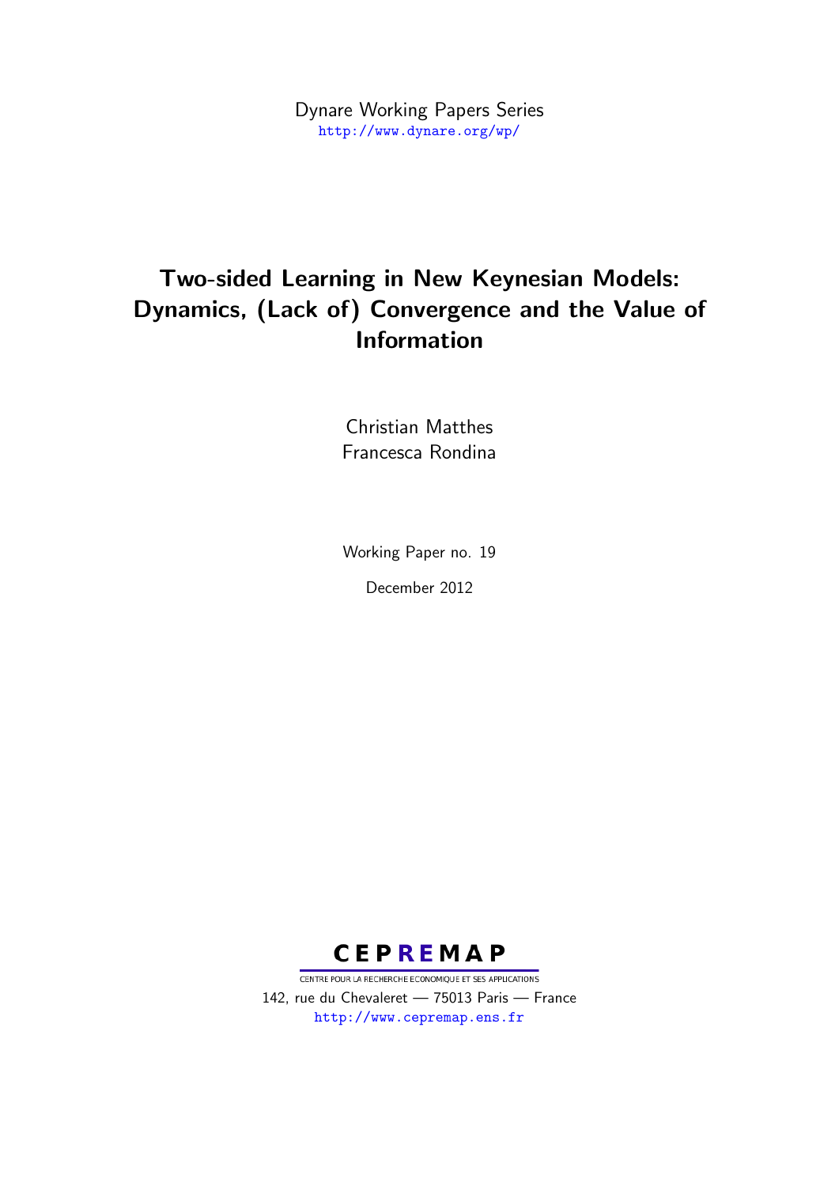Dynare Working Papers Series
http://www.dynare.org/wp/

# Two-sided Learning in New Keynesian Models: Dynamics, (Lack of) Convergence and the Value of Information

Christian Matthes
Francesca Rondina

Working Paper no. 19

December 2012

**CEPREMAP**
CENTRE POUR LA RECHERCHE ECONOMIQUE ET SES APPLICATIONS
142, rue du Chevaleret — 75013 Paris — France
http://www.cepremap.ens.fr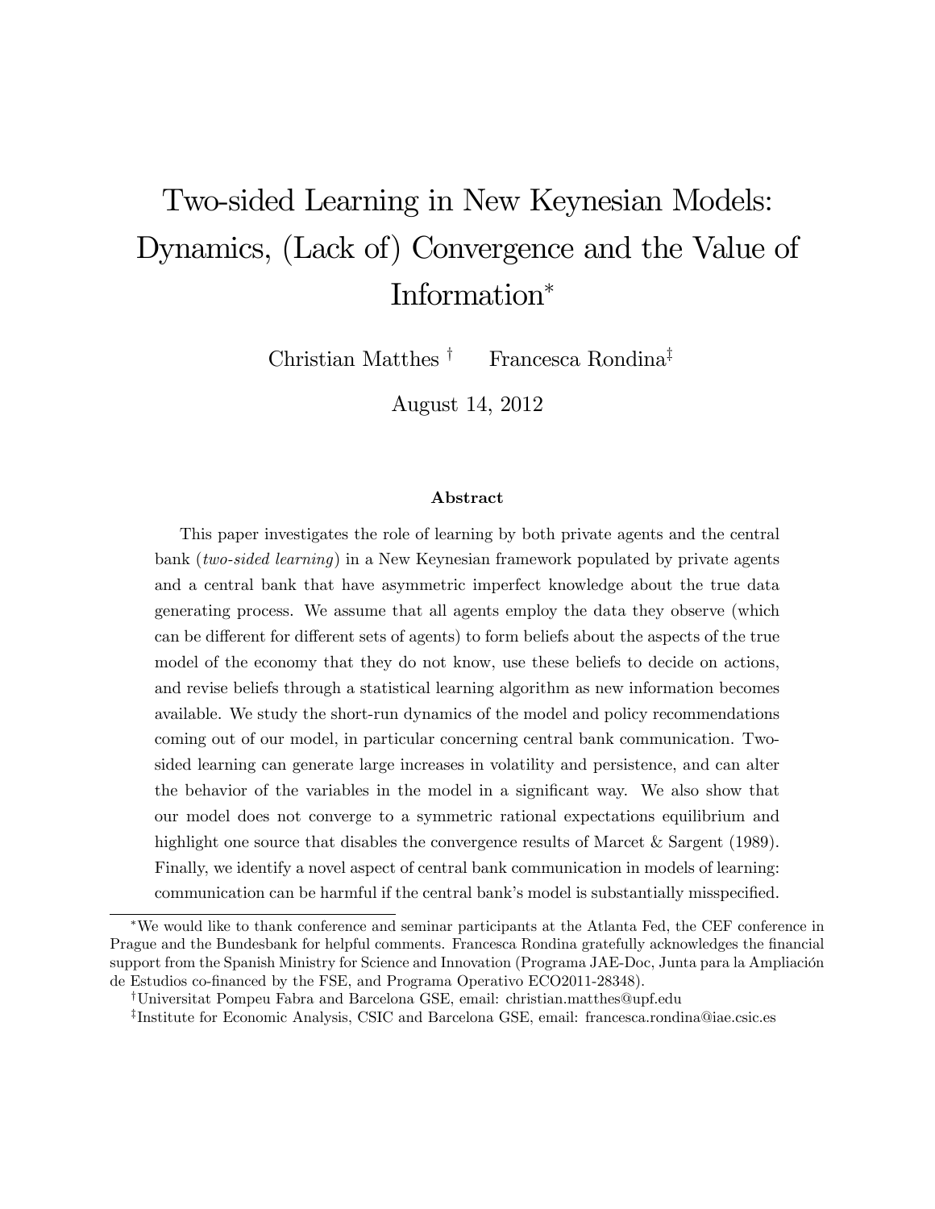# Two-sided Learning in New Keynesian Models: Dynamics, (Lack of) Convergence and the Value of Information*

Christian Matthes [†] Francesca Rondina[‡]

August 14, 2012

### Abstract

This paper investigates the role of learning by both private agents and the central bank (*two-sided learning*) in a New Keynesian framework populated by private agents and a central bank that have asymmetric imperfect knowledge about the true data generating process. We assume that all agents employ the data they observe (which can be different for different sets of agents) to form beliefs about the aspects of the true model of the economy that they do not know, use these beliefs to decide on actions, and revise beliefs through a statistical learning algorithm as new information becomes available. We study the short-run dynamics of the model and policy recommendations coming out of our model, in particular concerning central bank communication. Two-sided learning can generate large increases in volatility and persistence, and can alter the behavior of the variables in the model in a significant way. We also show that our model does not converge to a symmetric rational expectations equilibrium and highlight one source that disables the convergence results of Marcet & Sargent (1989). Finally, we identify a novel aspect of central bank communication in models of learning: communication can be harmful if the central bank's model is substantially misspecified.

---

*We would like to thank conference and seminar participants at the Atlanta Fed, the CEF conference in Prague and the Bundesbank for helpful comments. Francesca Rondina gratefully acknowledges the financial support from the Spanish Ministry for Science and Innovation (Programa JAE-Doc, Junta para la Ampliación de Estudios co-financed by the FSE, and Programa Operativo ECO2011-28348).

†Universitat Pompeu Fabra and Barcelona GSE, email: christian.matthes@upf.edu

‡Institute for Economic Analysis, CSIC and Barcelona GSE, email: francesca.rondina@iae.csic.es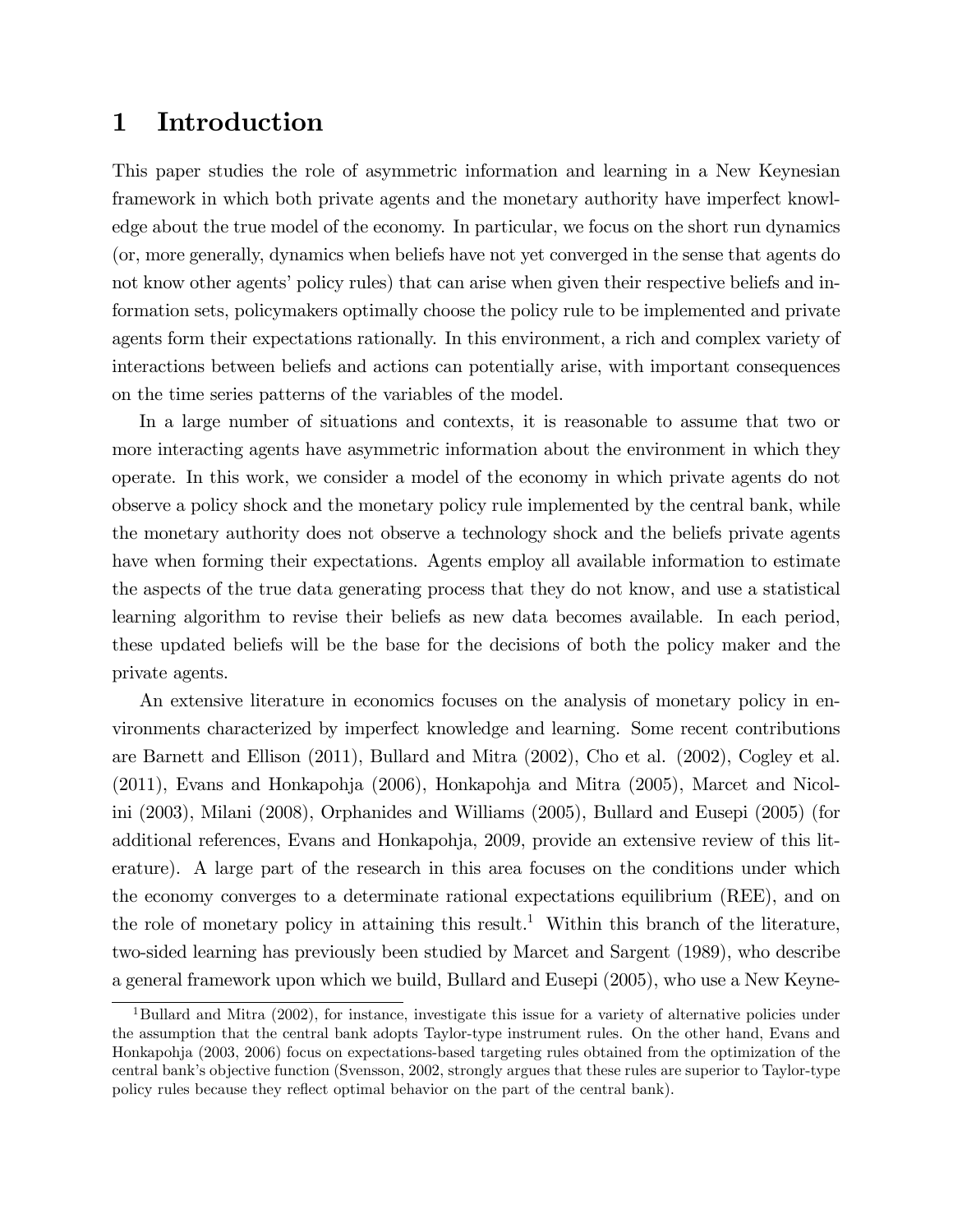# 1 Introduction

This paper studies the role of asymmetric information and learning in a New Keynesian framework in which both private agents and the monetary authority have imperfect knowledge about the true model of the economy. In particular, we focus on the short run dynamics (or, more generally, dynamics when beliefs have not yet converged in the sense that agents do not know other agents' policy rules) that can arise when given their respective beliefs and information sets, policymakers optimally choose the policy rule to be implemented and private agents form their expectations rationally. In this environment, a rich and complex variety of interactions between beliefs and actions can potentially arise, with important consequences on the time series patterns of the variables of the model.

In a large number of situations and contexts, it is reasonable to assume that two or more interacting agents have asymmetric information about the environment in which they operate. In this work, we consider a model of the economy in which private agents do not observe a policy shock and the monetary policy rule implemented by the central bank, while the monetary authority does not observe a technology shock and the beliefs private agents have when forming their expectations. Agents employ all available information to estimate the aspects of the true data generating process that they do not know, and use a statistical learning algorithm to revise their beliefs as new data becomes available. In each period, these updated beliefs will be the base for the decisions of both the policy maker and the private agents.

An extensive literature in economics focuses on the analysis of monetary policy in environments characterized by imperfect knowledge and learning. Some recent contributions are Barnett and Ellison (2011), Bullard and Mitra (2002), Cho et al. (2002), Cogley et al. (2011), Evans and Honkapohja (2006), Honkapohja and Mitra (2005), Marcet and Nicolini (2003), Milani (2008), Orphanides and Williams (2005), Bullard and Eusepi (2005) (for additional references, Evans and Honkapohja, 2009, provide an extensive review of this literature). A large part of the research in this area focuses on the conditions under which the economy converges to a determinate rational expectations equilibrium (REE), and on the role of monetary policy in attaining this result.[1] Within this branch of the literature, two-sided learning has previously been studied by Marcet and Sargent (1989), who describe a general framework upon which we build, Bullard and Eusepi (2005), who use a New Keyne-

[1] Bullard and Mitra (2002), for instance, investigate this issue for a variety of alternative policies under the assumption that the central bank adopts Taylor-type instrument rules. On the other hand, Evans and Honkapohja (2003, 2006) focus on expectations-based targeting rules obtained from the optimization of the central bank's objective function (Svensson, 2002, strongly argues that these rules are superior to Taylor-type policy rules because they reflect optimal behavior on the part of the central bank).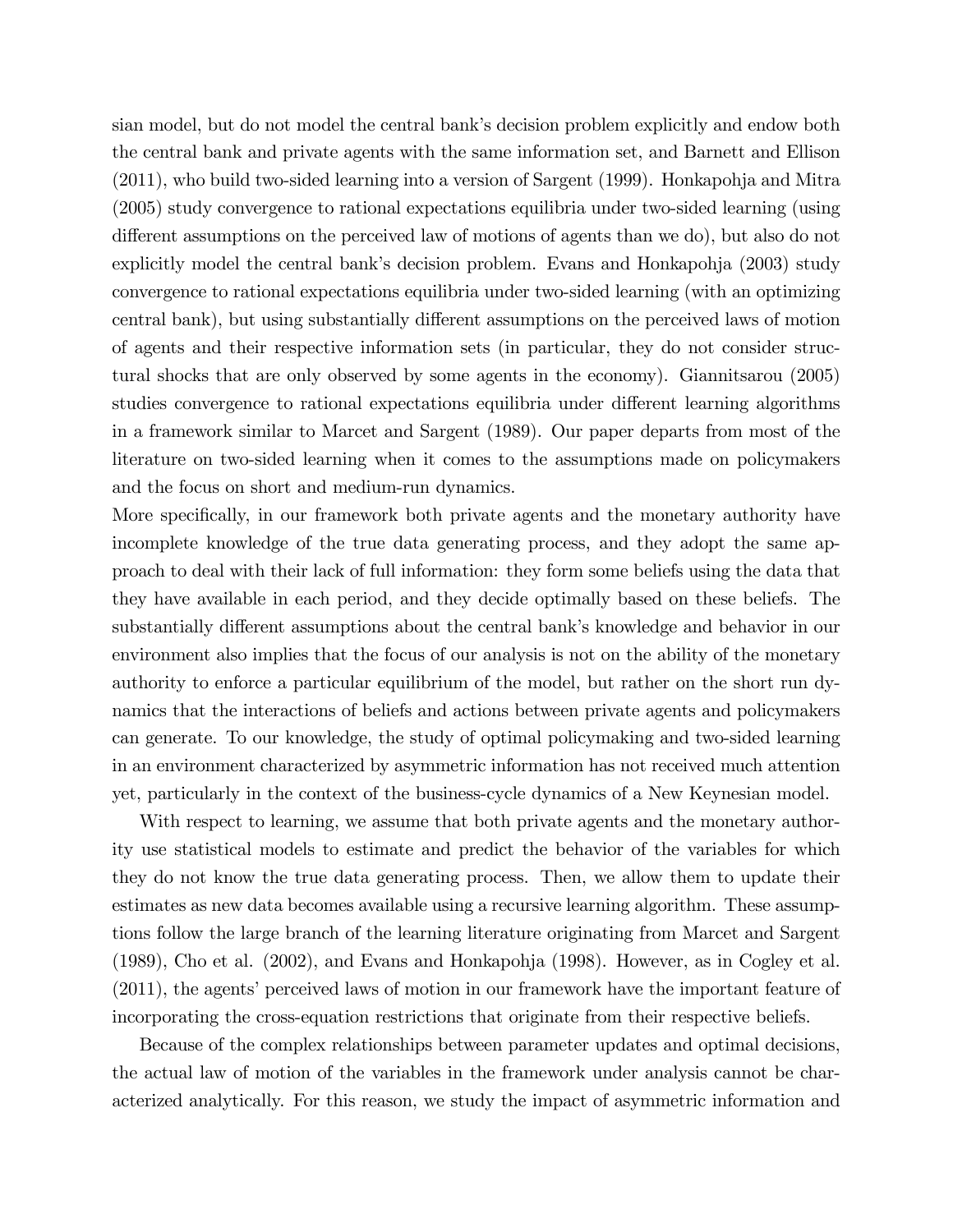sian model, but do not model the central bank's decision problem explicitly and endow both the central bank and private agents with the same information set, and Barnett and Ellison (2011), who build two-sided learning into a version of Sargent (1999). Honkapohja and Mitra (2005) study convergence to rational expectations equilibria under two-sided learning (using different assumptions on the perceived law of motions of agents than we do), but also do not explicitly model the central bank's decision problem. Evans and Honkapohja (2003) study convergence to rational expectations equilibria under two-sided learning (with an optimizing central bank), but using substantially different assumptions on the perceived laws of motion of agents and their respective information sets (in particular, they do not consider structural shocks that are only observed by some agents in the economy). Giannitsarou (2005) studies convergence to rational expectations equilibria under different learning algorithms in a framework similar to Marcet and Sargent (1989). Our paper departs from most of the literature on two-sided learning when it comes to the assumptions made on policymakers and the focus on short and medium-run dynamics.

More specifically, in our framework both private agents and the monetary authority have incomplete knowledge of the true data generating process, and they adopt the same approach to deal with their lack of full information: they form some beliefs using the data that they have available in each period, and they decide optimally based on these beliefs. The substantially different assumptions about the central bank's knowledge and behavior in our environment also implies that the focus of our analysis is not on the ability of the monetary authority to enforce a particular equilibrium of the model, but rather on the short run dynamics that the interactions of beliefs and actions between private agents and policymakers can generate. To our knowledge, the study of optimal policymaking and two-sided learning in an environment characterized by asymmetric information has not received much attention yet, particularly in the context of the business-cycle dynamics of a New Keynesian model.

With respect to learning, we assume that both private agents and the monetary authority use statistical models to estimate and predict the behavior of the variables for which they do not know the true data generating process. Then, we allow them to update their estimates as new data becomes available using a recursive learning algorithm. These assumptions follow the large branch of the learning literature originating from Marcet and Sargent (1989), Cho et al. (2002), and Evans and Honkapohja (1998). However, as in Cogley et al. (2011), the agents' perceived laws of motion in our framework have the important feature of incorporating the cross-equation restrictions that originate from their respective beliefs.

Because of the complex relationships between parameter updates and optimal decisions, the actual law of motion of the variables in the framework under analysis cannot be characterized analytically. For this reason, we study the impact of asymmetric information and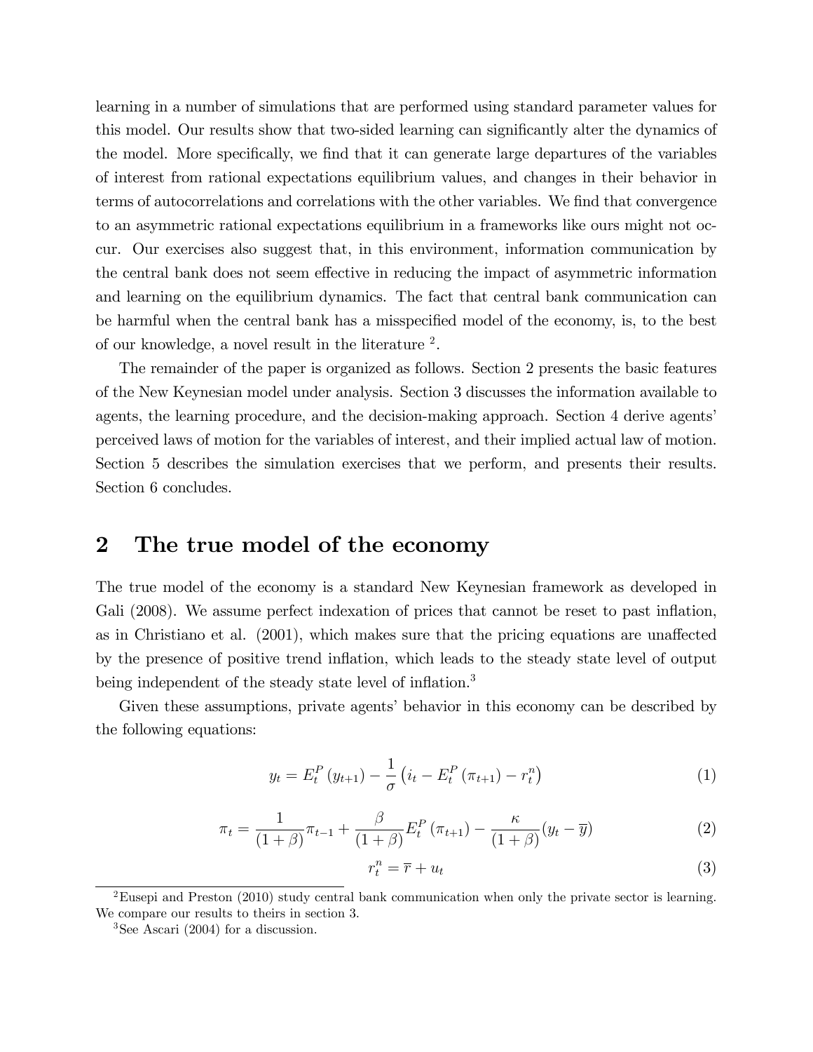learning in a number of simulations that are performed using standard parameter values for this model. Our results show that two-sided learning can significantly alter the dynamics of the model. More specifically, we find that it can generate large departures of the variables of interest from rational expectations equilibrium values, and changes in their behavior in terms of autocorrelations and correlations with the other variables. We find that convergence to an asymmetric rational expectations equilibrium in a frameworks like ours might not occur. Our exercises also suggest that, in this environment, information communication by the central bank does not seem effective in reducing the impact of asymmetric information and learning on the equilibrium dynamics. The fact that central bank communication can be harmful when the central bank has a misspecified model of the economy, is, to the best of our knowledge, a novel result in the literature [2].

The remainder of the paper is organized as follows. Section 2 presents the basic features of the New Keynesian model under analysis. Section 3 discusses the information available to agents, the learning procedure, and the decision-making approach. Section 4 derive agents' perceived laws of motion for the variables of interest, and their implied actual law of motion. Section 5 describes the simulation exercises that we perform, and presents their results. Section 6 concludes.

## 2 The true model of the economy

The true model of the economy is a standard New Keynesian framework as developed in Gali (2008). We assume perfect indexation of prices that cannot be reset to past inflation, as in Christiano et al. (2001), which makes sure that the pricing equations are unaffected by the presence of positive trend inflation, which leads to the steady state level of output being independent of the steady state level of inflation.[3]

Given these assumptions, private agents' behavior in this economy can be described by the following equations:

$$y_t = E_t^P(y_{t+1}) - \frac{1}{\sigma}\left(i_t - E_t^P(\pi_{t+1}) - r_t^n\right) \tag{1}$$

$$\pi_t = \frac{1}{(1+\beta)}\pi_{t-1} + \frac{\beta}{(1+\beta)}E_t^P(\pi_{t+1}) - \frac{\kappa}{(1+\beta)}(y_t - \overline{y}) \tag{2}$$

$$r_t^n = \overline{r} + u_t \tag{3}$$

[2] Eusepi and Preston (2010) study central bank communication when only the private sector is learning. We compare our results to theirs in section 3.

[3] See Ascari (2004) for a discussion.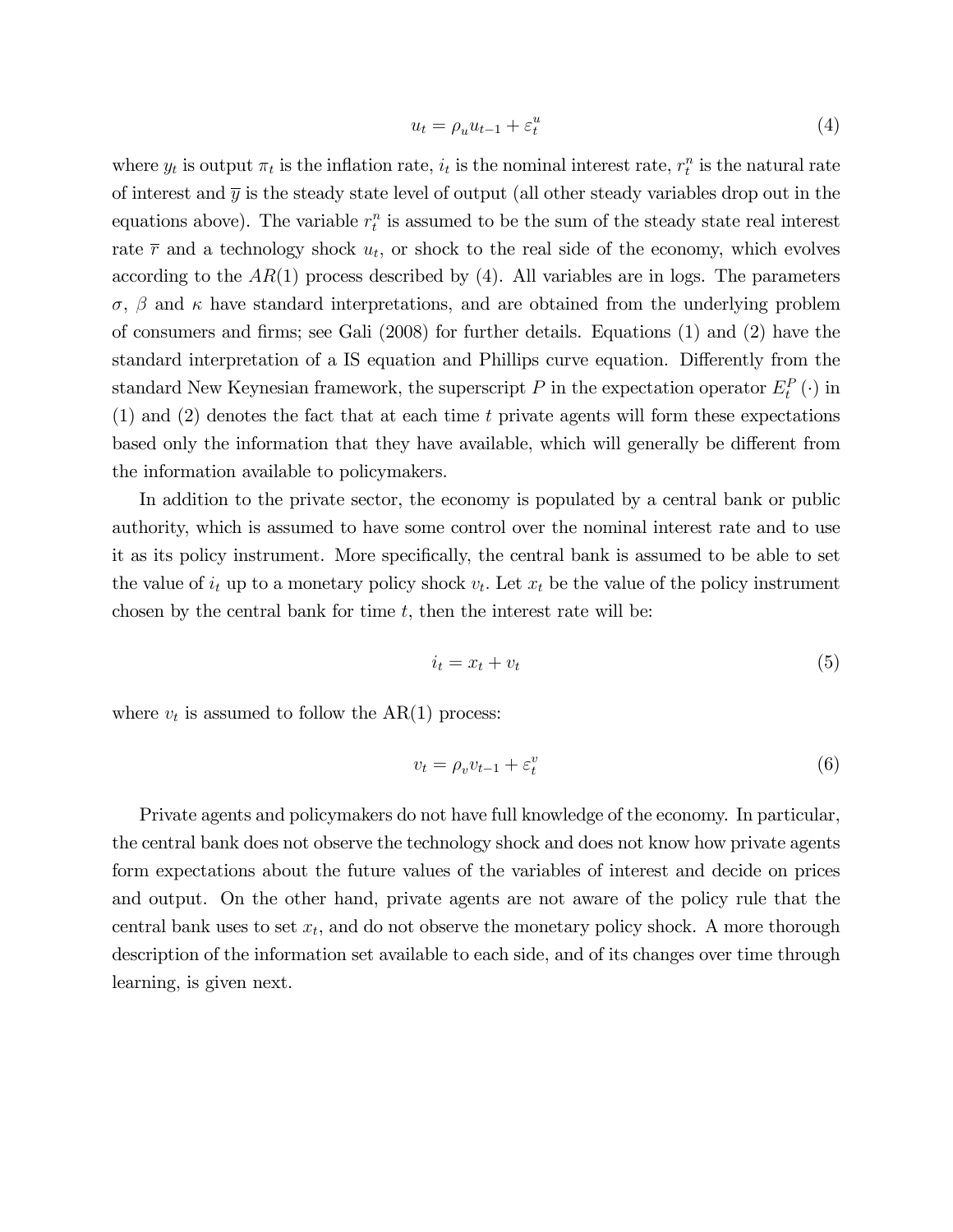$$u_t = \rho_u u_{t-1} + \varepsilon_t^u \tag{4}$$

where $y_t$ is output $\pi_t$ is the inflation rate, $i_t$ is the nominal interest rate, $r_t^n$ is the natural rate of interest and $\overline{y}$ is the steady state level of output (all other steady variables drop out in the equations above). The variable $r_t^n$ is assumed to be the sum of the steady state real interest rate $\overline{r}$ and a technology shock $u_t$, or shock to the real side of the economy, which evolves according to the $AR(1)$ process described by (4). All variables are in logs. The parameters $\sigma$, $\beta$ and $\kappa$ have standard interpretations, and are obtained from the underlying problem of consumers and firms; see Gali (2008) for further details. Equations (1) and (2) have the standard interpretation of a IS equation and Phillips curve equation. Differently from the standard New Keynesian framework, the superscript $P$ in the expectation operator $E_t^P(\cdot)$ in (1) and (2) denotes the fact that at each time $t$ private agents will form these expectations based only the information that they have available, which will generally be different from the information available to policymakers.

In addition to the private sector, the economy is populated by a central bank or public authority, which is assumed to have some control over the nominal interest rate and to use it as its policy instrument. More specifically, the central bank is assumed to be able to set the value of $i_t$ up to a monetary policy shock $v_t$. Let $x_t$ be the value of the policy instrument chosen by the central bank for time $t$, then the interest rate will be:

$$i_t = x_t + v_t \tag{5}$$

where $v_t$ is assumed to follow the AR(1) process:

$$v_t = \rho_v v_{t-1} + \varepsilon_t^v \tag{6}$$

Private agents and policymakers do not have full knowledge of the economy. In particular, the central bank does not observe the technology shock and does not know how private agents form expectations about the future values of the variables of interest and decide on prices and output. On the other hand, private agents are not aware of the policy rule that the central bank uses to set $x_t$, and do not observe the monetary policy shock. A more thorough description of the information set available to each side, and of its changes over time through learning, is given next.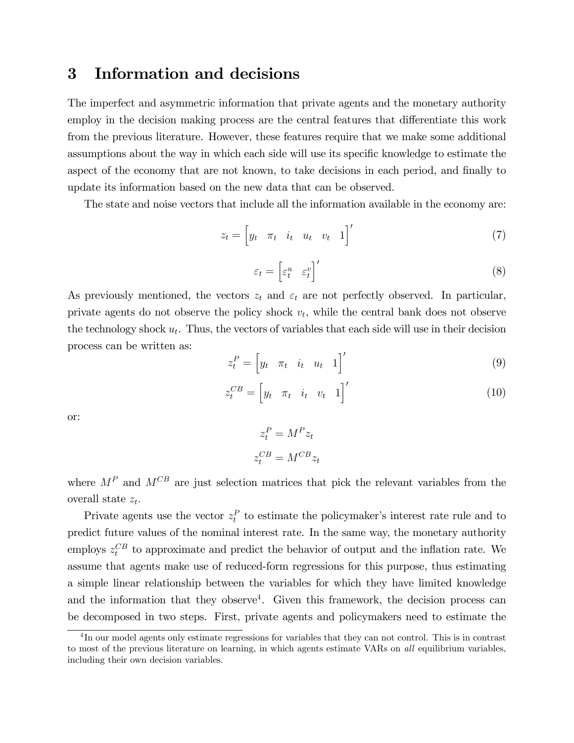# 3 Information and decisions

The imperfect and asymmetric information that private agents and the monetary authority employ in the decision making process are the central features that differentiate this work from the previous literature. However, these features require that we make some additional assumptions about the way in which each side will use its specific knowledge to estimate the aspect of the economy that are not known, to take decisions in each period, and finally to update its information based on the new data that can be observed.

The state and noise vectors that include all the information available in the economy are:

$$z_t = \begin{bmatrix} y_t & \pi_t & i_t & u_t & v_t & 1 \end{bmatrix}' \tag{7}$$

$$\varepsilon_t = \begin{bmatrix} \varepsilon_t^u & \varepsilon_t^v \end{bmatrix}' \tag{8}$$

As previously mentioned, the vectors $z_t$ and $\varepsilon_t$ are not perfectly observed. In particular, private agents do not observe the policy shock $v_t$, while the central bank does not observe the technology shock $u_t$. Thus, the vectors of variables that each side will use in their decision process can be written as:

$$z_t^P = \begin{bmatrix} y_t & \pi_t & i_t & u_t & 1 \end{bmatrix}' \tag{9}$$

$$z_t^{CB} = \begin{bmatrix} y_t & \pi_t & i_t & v_t & 1 \end{bmatrix}' \tag{10}$$

or:

$$z_t^P = M^P z_t$$

$$z_t^{CB} = M^{CB} z_t$$

where $M^P$ and $M^{CB}$ are just selection matrices that pick the relevant variables from the overall state $z_t$.

Private agents use the vector $z_t^P$ to estimate the policymaker's interest rate rule and to predict future values of the nominal interest rate. In the same way, the monetary authority employs $z_t^{CB}$ to approximate and predict the behavior of output and the inflation rate. We assume that agents make use of reduced-form regressions for this purpose, thus estimating a simple linear relationship between the variables for which they have limited knowledge and the information that they observe[4]. Given this framework, the decision process can be decomposed in two steps. First, private agents and policymakers need to estimate the

[4] In our model agents only estimate regressions for variables that they can not control. This is in contrast to most of the previous literature on learning, in which agents estimate VARs on *all* equilibrium variables, including their own decision variables.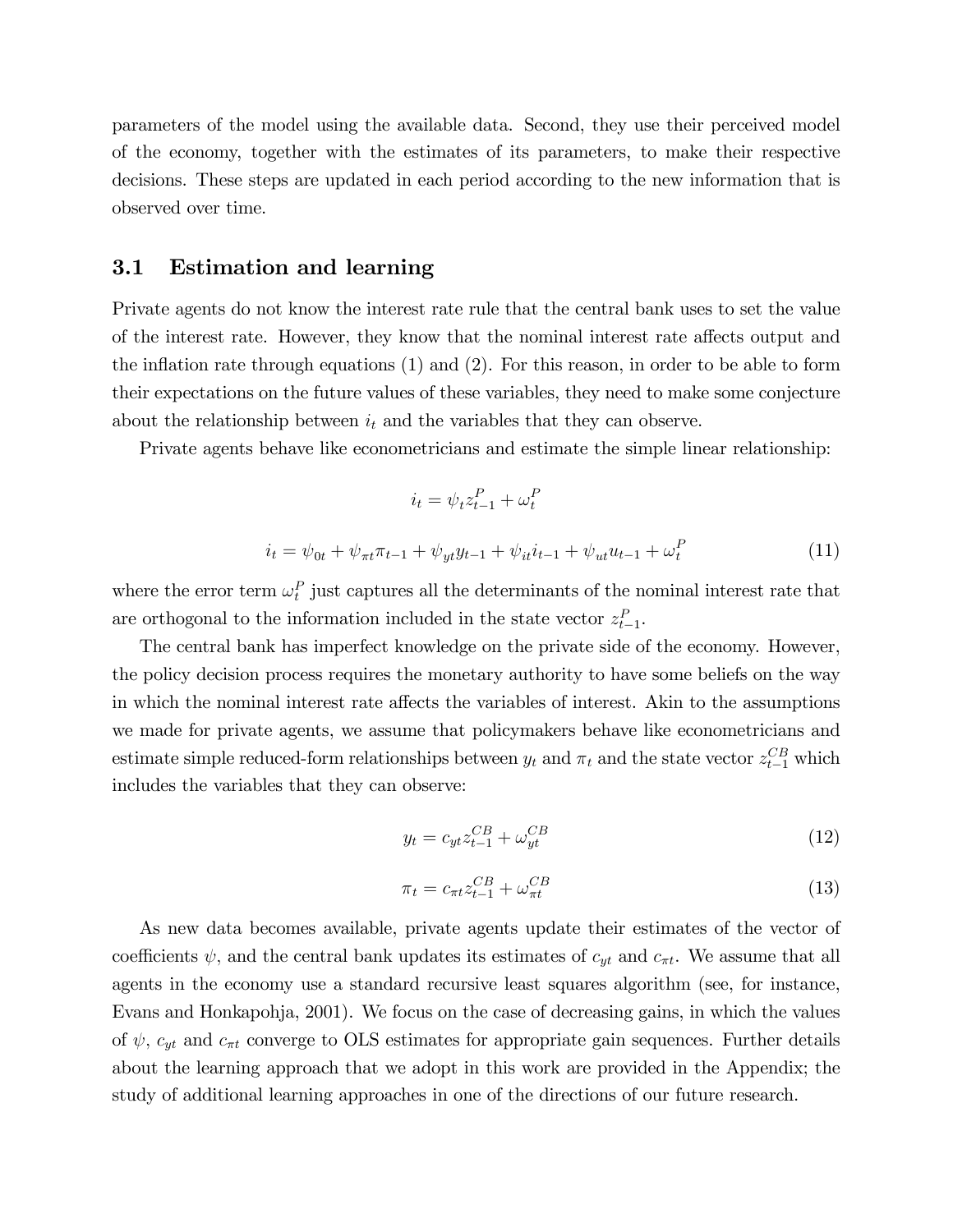parameters of the model using the available data. Second, they use their perceived model of the economy, together with the estimates of its parameters, to make their respective decisions. These steps are updated in each period according to the new information that is observed over time.

### 3.1 Estimation and learning

Private agents do not know the interest rate rule that the central bank uses to set the value of the interest rate. However, they know that the nominal interest rate affects output and the inflation rate through equations (1) and (2). For this reason, in order to be able to form their expectations on the future values of these variables, they need to make some conjecture about the relationship between $i_t$ and the variables that they can observe.

Private agents behave like econometricians and estimate the simple linear relationship:

$$i_t = \psi_t z_{t-1}^P + \omega_t^P$$

$$i_t = \psi_{0t} + \psi_{\pi t}\pi_{t-1} + \psi_{yt}y_{t-1} + \psi_{it}i_{t-1} + \psi_{ut}u_{t-1} + \omega_t^P \tag{11}$$

where the error term $\omega_t^P$ just captures all the determinants of the nominal interest rate that are orthogonal to the information included in the state vector $z_{t-1}^P$.

The central bank has imperfect knowledge on the private side of the economy. However, the policy decision process requires the monetary authority to have some beliefs on the way in which the nominal interest rate affects the variables of interest. Akin to the assumptions we made for private agents, we assume that policymakers behave like econometricians and estimate simple reduced-form relationships between $y_t$ and $\pi_t$ and the state vector $z_{t-1}^{CB}$ which includes the variables that they can observe:

$$y_t = c_{yt} z_{t-1}^{CB} + \omega_{yt}^{CB} \tag{12}$$

$$\pi_t = c_{\pi t} z_{t-1}^{CB} + \omega_{\pi t}^{CB} \tag{13}$$

As new data becomes available, private agents update their estimates of the vector of coefficients $\psi$, and the central bank updates its estimates of $c_{yt}$ and $c_{\pi t}$. We assume that all agents in the economy use a standard recursive least squares algorithm (see, for instance, Evans and Honkapohja, 2001). We focus on the case of decreasing gains, in which the values of $\psi$, $c_{yt}$ and $c_{\pi t}$ converge to OLS estimates for appropriate gain sequences. Further details about the learning approach that we adopt in this work are provided in the Appendix; the study of additional learning approaches in one of the directions of our future research.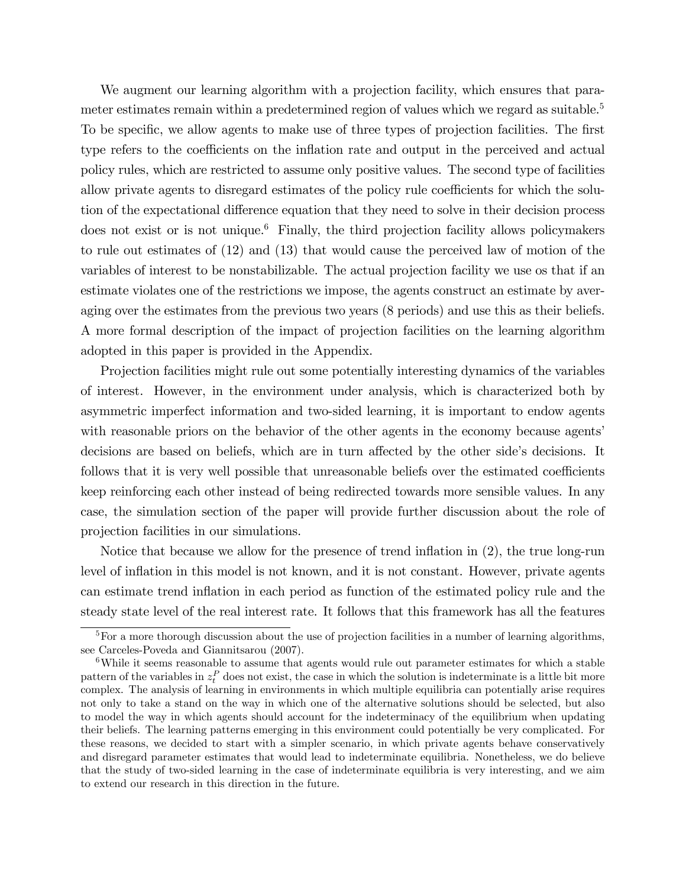We augment our learning algorithm with a projection facility, which ensures that parameter estimates remain within a predetermined region of values which we regard as suitable.[5] To be specific, we allow agents to make use of three types of projection facilities. The first type refers to the coefficients on the inflation rate and output in the perceived and actual policy rules, which are restricted to assume only positive values. The second type of facilities allow private agents to disregard estimates of the policy rule coefficients for which the solution of the expectational difference equation that they need to solve in their decision process does not exist or is not unique.[6] Finally, the third projection facility allows policymakers to rule out estimates of (12) and (13) that would cause the perceived law of motion of the variables of interest to be nonstabilizable. The actual projection facility we use os that if an estimate violates one of the restrictions we impose, the agents construct an estimate by averaging over the estimates from the previous two years (8 periods) and use this as their beliefs. A more formal description of the impact of projection facilities on the learning algorithm adopted in this paper is provided in the Appendix.

Projection facilities might rule out some potentially interesting dynamics of the variables of interest. However, in the environment under analysis, which is characterized both by asymmetric imperfect information and two-sided learning, it is important to endow agents with reasonable priors on the behavior of the other agents in the economy because agents' decisions are based on beliefs, which are in turn affected by the other side's decisions. It follows that it is very well possible that unreasonable beliefs over the estimated coefficients keep reinforcing each other instead of being redirected towards more sensible values. In any case, the simulation section of the paper will provide further discussion about the role of projection facilities in our simulations.

Notice that because we allow for the presence of trend inflation in (2), the true long-run level of inflation in this model is not known, and it is not constant. However, private agents can estimate trend inflation in each period as function of the estimated policy rule and the steady state level of the real interest rate. It follows that this framework has all the features

[5] For a more thorough discussion about the use of projection facilities in a number of learning algorithms, see Carceles-Poveda and Giannitsarou (2007).

[6] While it seems reasonable to assume that agents would rule out parameter estimates for which a stable pattern of the variables in $z_t^P$ does not exist, the case in which the solution is indeterminate is a little bit more complex. The analysis of learning in environments in which multiple equilibria can potentially arise requires not only to take a stand on the way in which one of the alternative solutions should be selected, but also to model the way in which agents should account for the indeterminacy of the equilibrium when updating their beliefs. The learning patterns emerging in this environment could potentially be very complicated. For these reasons, we decided to start with a simpler scenario, in which private agents behave conservatively and disregard parameter estimates that would lead to indeterminate equilibria. Nonetheless, we do believe that the study of two-sided learning in the case of indeterminate equilibria is very interesting, and we aim to extend our research in this direction in the future.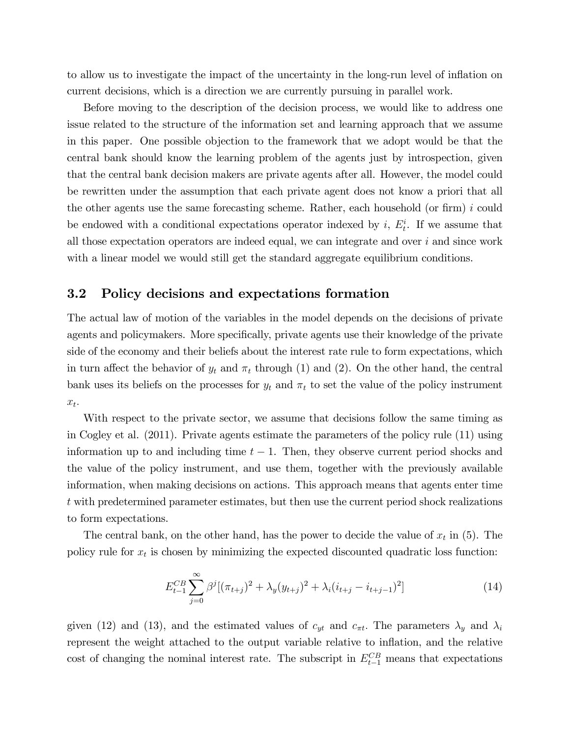to allow us to investigate the impact of the uncertainty in the long-run level of inflation on current decisions, which is a direction we are currently pursuing in parallel work.

Before moving to the description of the decision process, we would like to address one issue related to the structure of the information set and learning approach that we assume in this paper. One possible objection to the framework that we adopt would be that the central bank should know the learning problem of the agents just by introspection, given that the central bank decision makers are private agents after all. However, the model could be rewritten under the assumption that each private agent does not know a priori that all the other agents use the same forecasting scheme. Rather, each household (or firm) $i$ could be endowed with a conditional expectations operator indexed by $i$, $E_t^i$. If we assume that all those expectation operators are indeed equal, we can integrate and over $i$ and since work with a linear model we would still get the standard aggregate equilibrium conditions.

## 3.2 Policy decisions and expectations formation

The actual law of motion of the variables in the model depends on the decisions of private agents and policymakers. More specifically, private agents use their knowledge of the private side of the economy and their beliefs about the interest rate rule to form expectations, which in turn affect the behavior of $y_t$ and $\pi_t$ through (1) and (2). On the other hand, the central bank uses its beliefs on the processes for $y_t$ and $\pi_t$ to set the value of the policy instrument $x_t$.

With respect to the private sector, we assume that decisions follow the same timing as in Cogley et al. (2011). Private agents estimate the parameters of the policy rule (11) using information up to and including time $t-1$. Then, they observe current period shocks and the value of the policy instrument, and use them, together with the previously available information, when making decisions on actions. This approach means that agents enter time $t$ with predetermined parameter estimates, but then use the current period shock realizations to form expectations.

The central bank, on the other hand, has the power to decide the value of $x_t$ in (5). The policy rule for $x_t$ is chosen by minimizing the expected discounted quadratic loss function:

$$E_{t-1}^{CB} \sum_{j=0}^{\infty} \beta^j [(\pi_{t+j})^2 + \lambda_y (y_{t+j})^2 + \lambda_i (i_{t+j} - i_{t+j-1})^2] \tag{14}$$

given (12) and (13), and the estimated values of $c_{yt}$ and $c_{\pi t}$. The parameters $\lambda_y$ and $\lambda_i$ represent the weight attached to the output variable relative to inflation, and the relative cost of changing the nominal interest rate. The subscript in $E_{t-1}^{CB}$ means that expectations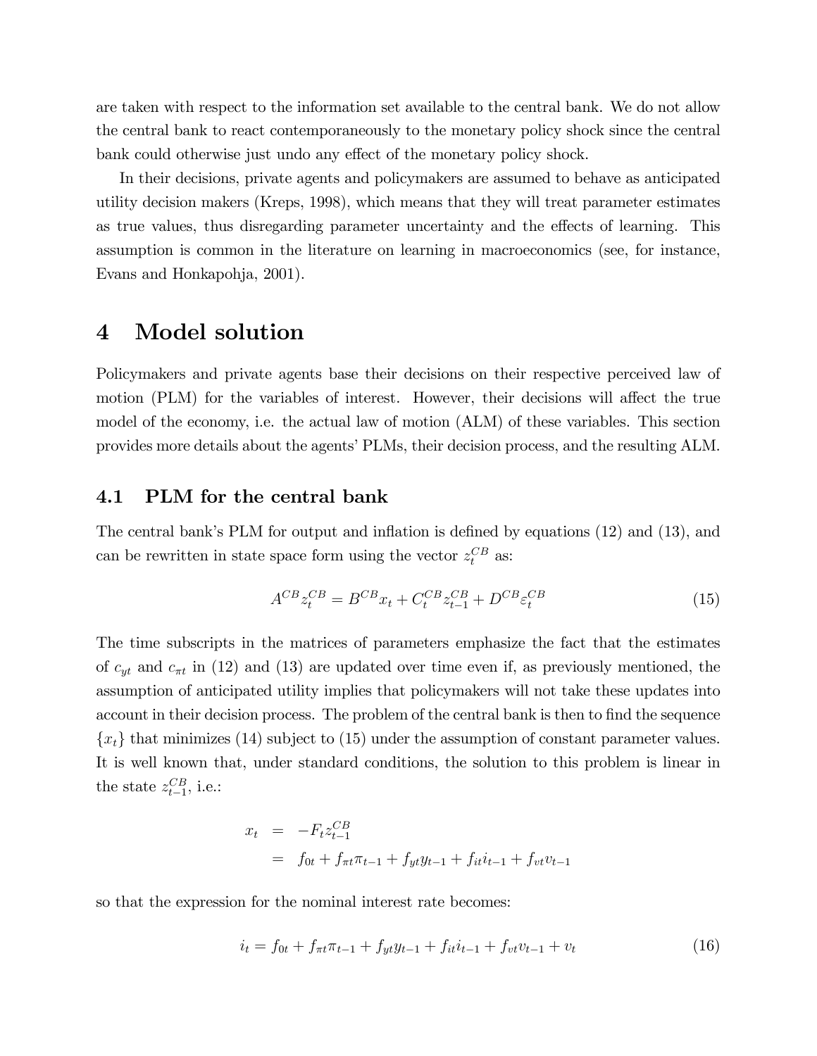are taken with respect to the information set available to the central bank. We do not allow the central bank to react contemporaneously to the monetary policy shock since the central bank could otherwise just undo any effect of the monetary policy shock.

In their decisions, private agents and policymakers are assumed to behave as anticipated utility decision makers (Kreps, 1998), which means that they will treat parameter estimates as true values, thus disregarding parameter uncertainty and the effects of learning. This assumption is common in the literature on learning in macroeconomics (see, for instance, Evans and Honkapohja, 2001).

# 4 Model solution

Policymakers and private agents base their decisions on their respective perceived law of motion (PLM) for the variables of interest. However, their decisions will affect the true model of the economy, i.e. the actual law of motion (ALM) of these variables. This section provides more details about the agents' PLMs, their decision process, and the resulting ALM.

## 4.1 PLM for the central bank

The central bank's PLM for output and inflation is defined by equations (12) and (13), and can be rewritten in state space form using the vector $z_t^{CB}$ as:

$$A^{CB} z_t^{CB} = B^{CB} x_t + C_t^{CB} z_{t-1}^{CB} + D^{CB} \varepsilon_t^{CB} \tag{15}$$

The time subscripts in the matrices of parameters emphasize the fact that the estimates of $c_{yt}$ and $c_{\pi t}$ in (12) and (13) are updated over time even if, as previously mentioned, the assumption of anticipated utility implies that policymakers will not take these updates into account in their decision process. The problem of the central bank is then to find the sequence $\{x_t\}$ that minimizes (14) subject to (15) under the assumption of constant parameter values. It is well known that, under standard conditions, the solution to this problem is linear in the state $z_{t-1}^{CB}$, i.e.:

$$\begin{aligned} x_t &= -F_t z_{t-1}^{CB} \\ &= f_{0t} + f_{\pi t} \pi_{t-1} + f_{yt} y_{t-1} + f_{it} i_{t-1} + f_{vt} v_{t-1} \end{aligned}$$

so that the expression for the nominal interest rate becomes:

$$i_t = f_{0t} + f_{\pi t} \pi_{t-1} + f_{yt} y_{t-1} + f_{it} i_{t-1} + f_{vt} v_{t-1} + v_t \tag{16}$$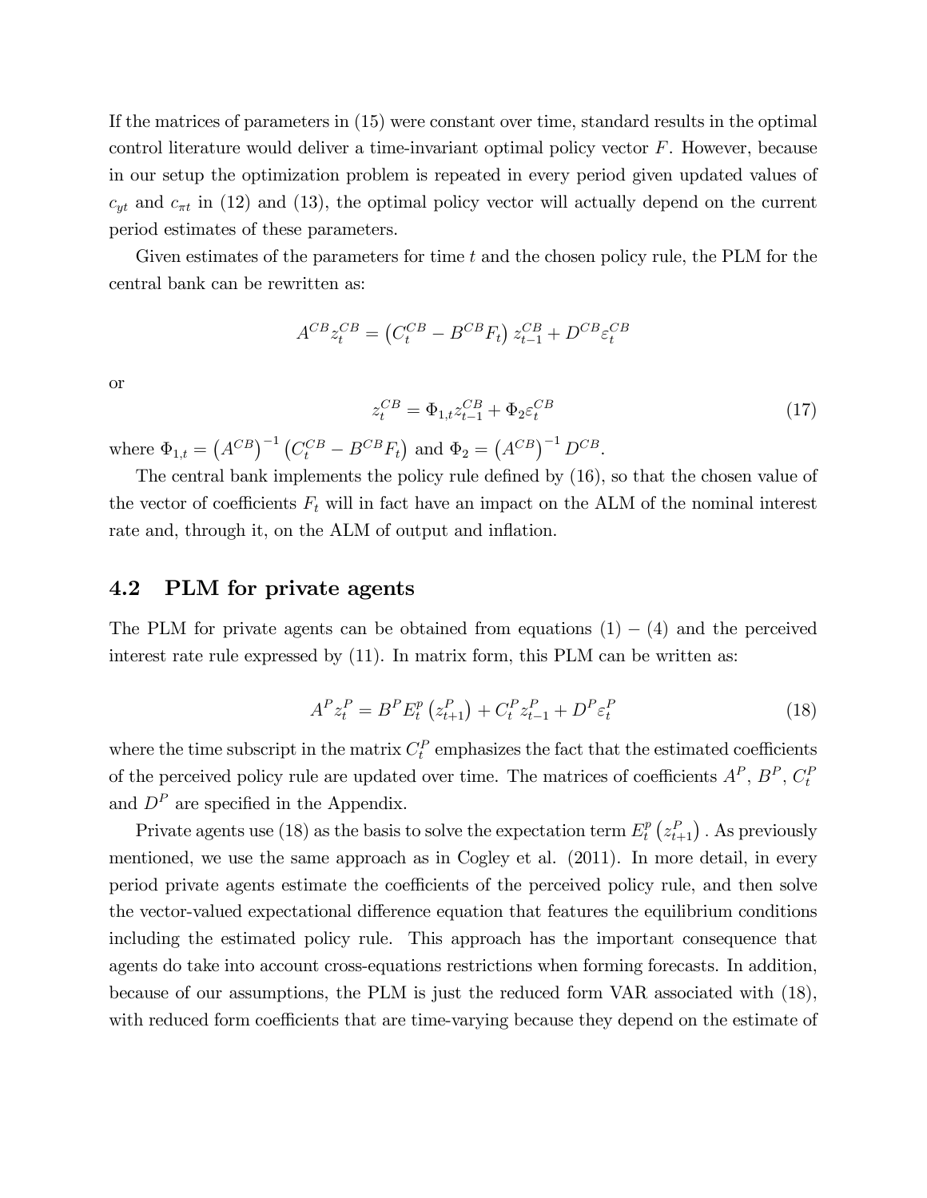If the matrices of parameters in (15) were constant over time, standard results in the optimal control literature would deliver a time-invariant optimal policy vector $F$. However, because in our setup the optimization problem is repeated in every period given updated values of $c_{yt}$ and $c_{\pi t}$ in (12) and (13), the optimal policy vector will actually depend on the current period estimates of these parameters.

Given estimates of the parameters for time $t$ and the chosen policy rule, the PLM for the central bank can be rewritten as:

$$A^{CB} z_t^{CB} = \left(C_t^{CB} - B^{CB} F_t\right) z_{t-1}^{CB} + D^{CB} \varepsilon_t^{CB}$$

or

$$z_t^{CB} = \Phi_{1,t} z_{t-1}^{CB} + \Phi_2 \varepsilon_t^{CB} \tag{17}$$

where $\Phi_{1,t} = \left(A^{CB}\right)^{-1} \left(C_t^{CB} - B^{CB} F_t\right)$ and $\Phi_2 = \left(A^{CB}\right)^{-1} D^{CB}$.

The central bank implements the policy rule defined by (16), so that the chosen value of the vector of coefficients $F_t$ will in fact have an impact on the ALM of the nominal interest rate and, through it, on the ALM of output and inflation.

## 4.2 PLM for private agents

The PLM for private agents can be obtained from equations (1) $-$ (4) and the perceived interest rate rule expressed by (11). In matrix form, this PLM can be written as:

$$A^P z_t^P = B^P E_t^p \left(z_{t+1}^P\right) + C_t^P z_{t-1}^P + D^P \varepsilon_t^P \tag{18}$$

where the time subscript in the matrix $C_t^P$ emphasizes the fact that the estimated coefficients of the perceived policy rule are updated over time. The matrices of coefficients $A^P$, $B^P$, $C_t^P$ and $D^P$ are specified in the Appendix.

Private agents use (18) as the basis to solve the expectation term $E_t^p \left(z_{t+1}^P\right)$. As previously mentioned, we use the same approach as in Cogley et al. (2011). In more detail, in every period private agents estimate the coefficients of the perceived policy rule, and then solve the vector-valued expectational difference equation that features the equilibrium conditions including the estimated policy rule. This approach has the important consequence that agents do take into account cross-equations restrictions when forming forecasts. In addition, because of our assumptions, the PLM is just the reduced form VAR associated with (18), with reduced form coefficients that are time-varying because they depend on the estimate of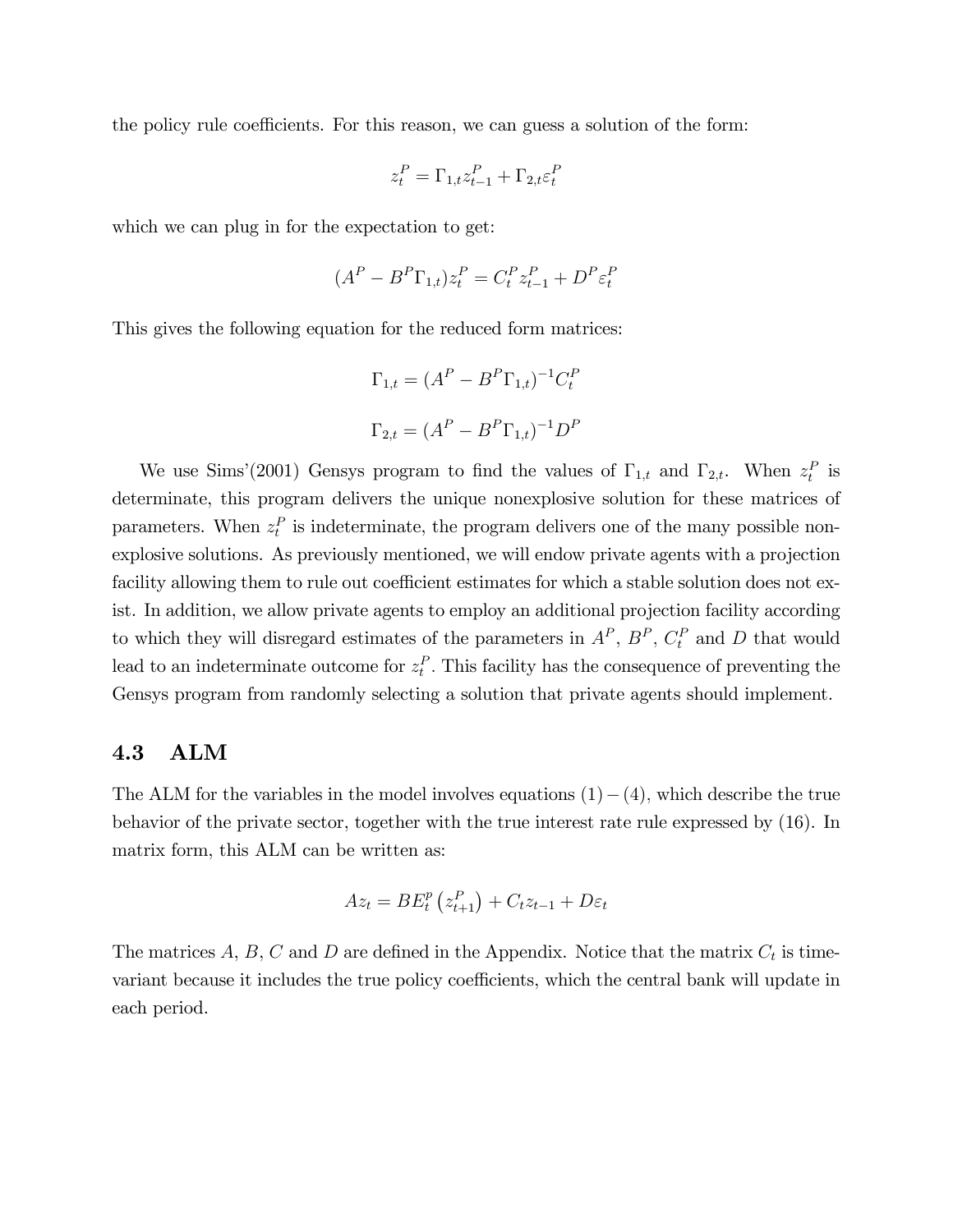the policy rule coefficients. For this reason, we can guess a solution of the form:

$$z_t^P = \Gamma_{1,t} z_{t-1}^P + \Gamma_{2,t} \varepsilon_t^P$$

which we can plug in for the expectation to get:

$$(A^P - B^P \Gamma_{1,t}) z_t^P = C_t^P z_{t-1}^P + D^P \varepsilon_t^P$$

This gives the following equation for the reduced form matrices:

$$\Gamma_{1,t} = (A^P - B^P \Gamma_{1,t})^{-1} C_t^P$$

$$\Gamma_{2,t} = (A^P - B^P \Gamma_{1,t})^{-1} D^P$$

We use Sims'(2001) Gensys program to find the values of $\Gamma_{1,t}$ and $\Gamma_{2,t}$. When $z_t^P$ is determinate, this program delivers the unique nonexplosive solution for these matrices of parameters. When $z_t^P$ is indeterminate, the program delivers one of the many possible non-explosive solutions. As previously mentioned, we will endow private agents with a projection facility allowing them to rule out coefficient estimates for which a stable solution does not exist. In addition, we allow private agents to employ an additional projection facility according to which they will disregard estimates of the parameters in $A^P$, $B^P$, $C_t^P$ and $D$ that would lead to an indeterminate outcome for $z_t^P$. This facility has the consequence of preventing the Gensys program from randomly selecting a solution that private agents should implement.

## 4.3 ALM

The ALM for the variables in the model involves equations $(1) - (4)$, which describe the true behavior of the private sector, together with the true interest rate rule expressed by (16). In matrix form, this ALM can be written as:

$$A z_t = B E_t^p \left( z_{t+1}^P \right) + C_t z_{t-1} + D \varepsilon_t$$

The matrices $A$, $B$, $C$ and $D$ are defined in the Appendix. Notice that the matrix $C_t$ is time-variant because it includes the true policy coefficients, which the central bank will update in each period.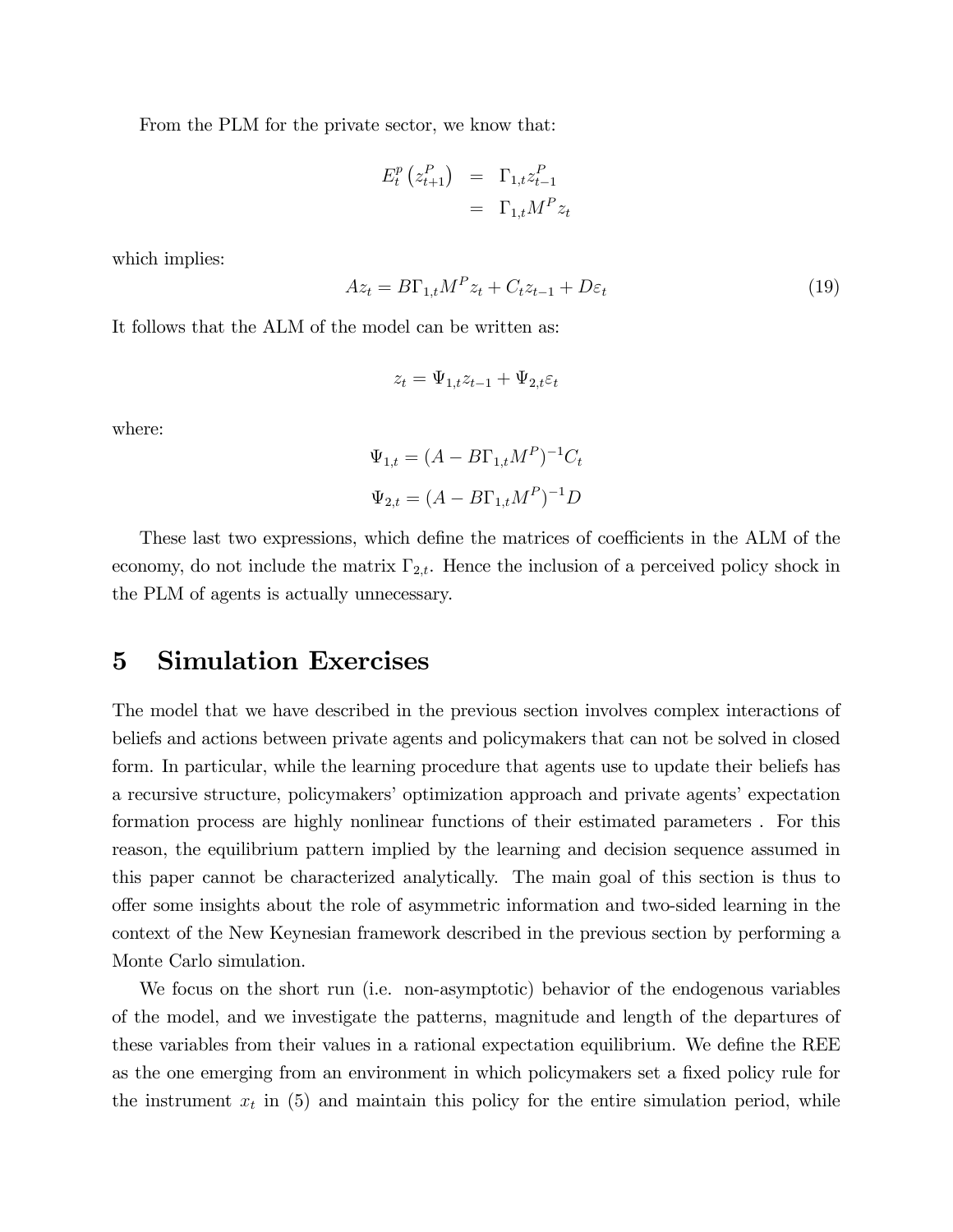From the PLM for the private sector, we know that:

$$
\begin{aligned}
E_t^p\left(z_{t+1}^P\right) &= \Gamma_{1,t} z_{t-1}^P \\
&= \Gamma_{1,t} M^P z_t
\end{aligned}
$$

which implies:

$$
Az_t = B\Gamma_{1,t}M^P z_t + C_t z_{t-1} + D\varepsilon_t \tag{19}
$$

It follows that the ALM of the model can be written as:

$$
z_t = \Psi_{1,t} z_{t-1} + \Psi_{2,t}\varepsilon_t
$$

where:

$$
\Psi_{1,t} = (A - B\Gamma_{1,t}M^P)^{-1}C_t
$$

$$
\Psi_{2,t} = (A - B\Gamma_{1,t}M^P)^{-1}D
$$

These last two expressions, which define the matrices of coefficients in the ALM of the economy, do not include the matrix $\Gamma_{2,t}$. Hence the inclusion of a perceived policy shock in the PLM of agents is actually unnecessary.

# 5 Simulation Exercises

The model that we have described in the previous section involves complex interactions of beliefs and actions between private agents and policymakers that can not be solved in closed form. In particular, while the learning procedure that agents use to update their beliefs has a recursive structure, policymakers' optimization approach and private agents' expectation formation process are highly nonlinear functions of their estimated parameters . For this reason, the equilibrium pattern implied by the learning and decision sequence assumed in this paper cannot be characterized analytically. The main goal of this section is thus to offer some insights about the role of asymmetric information and two-sided learning in the context of the New Keynesian framework described in the previous section by performing a Monte Carlo simulation.

We focus on the short run (i.e. non-asymptotic) behavior of the endogenous variables of the model, and we investigate the patterns, magnitude and length of the departures of these variables from their values in a rational expectation equilibrium. We define the REE as the one emerging from an environment in which policymakers set a fixed policy rule for the instrument $x_t$ in (5) and maintain this policy for the entire simulation period, while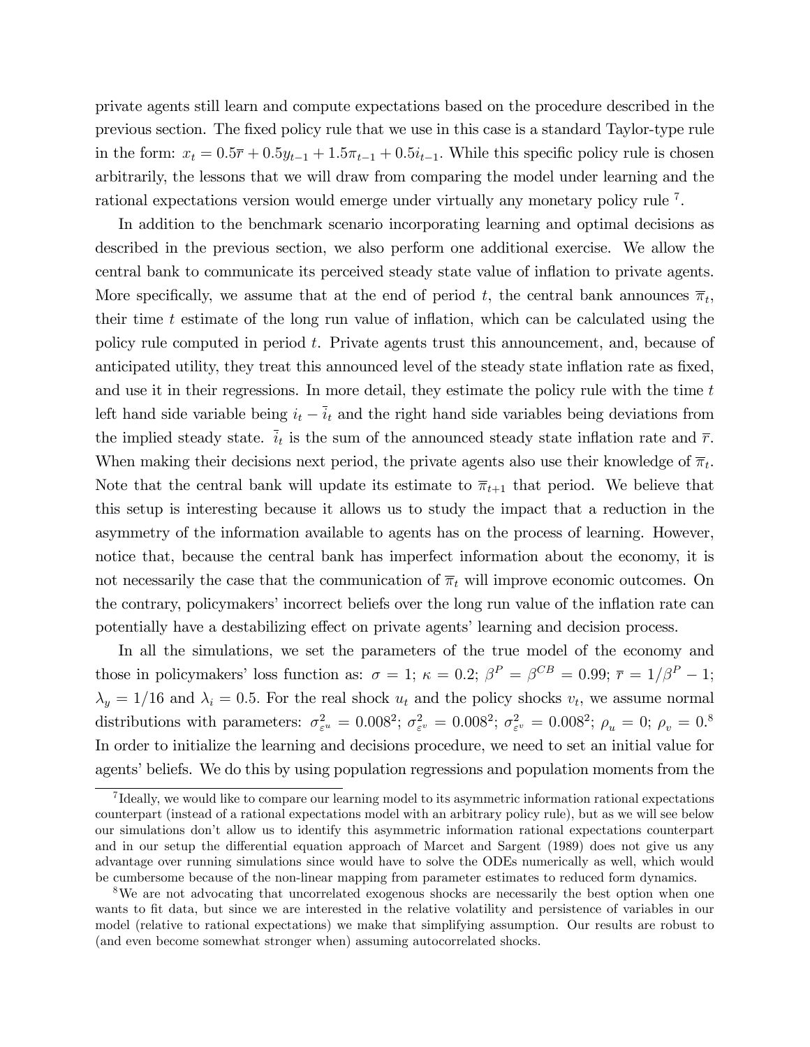private agents still learn and compute expectations based on the procedure described in the previous section. The fixed policy rule that we use in this case is a standard Taylor-type rule in the form: $x_t = 0.5\overline{r} + 0.5y_{t-1} + 1.5\pi_{t-1} + 0.5i_{t-1}$. While this specific policy rule is chosen arbitrarily, the lessons that we will draw from comparing the model under learning and the rational expectations version would emerge under virtually any monetary policy rule [7].

In addition to the benchmark scenario incorporating learning and optimal decisions as described in the previous section, we also perform one additional exercise. We allow the central bank to communicate its perceived steady state value of inflation to private agents. More specifically, we assume that at the end of period $t$, the central bank announces $\overline{\pi}_t$, their time $t$ estimate of the long run value of inflation, which can be calculated using the policy rule computed in period $t$. Private agents trust this announcement, and, because of anticipated utility, they treat this announced level of the steady state inflation rate as fixed, and use it in their regressions. In more detail, they estimate the policy rule with the time $t$ left hand side variable being $i_t - \overline{i}_t$ and the right hand side variables being deviations from the implied steady state. $\overline{i}_t$ is the sum of the announced steady state inflation rate and $\overline{r}$. When making their decisions next period, the private agents also use their knowledge of $\overline{\pi}_t$. Note that the central bank will update its estimate to $\overline{\pi}_{t+1}$ that period. We believe that this setup is interesting because it allows us to study the impact that a reduction in the asymmetry of the information available to agents has on the process of learning. However, notice that, because the central bank has imperfect information about the economy, it is not necessarily the case that the communication of $\overline{\pi}_t$ will improve economic outcomes. On the contrary, policymakers' incorrect beliefs over the long run value of the inflation rate can potentially have a destabilizing effect on private agents' learning and decision process.

In all the simulations, we set the parameters of the true model of the economy and those in policymakers' loss function as: $\sigma = 1$; $\kappa = 0.2$; $\beta^P = \beta^{CB} = 0.99$; $\overline{r} = 1/\beta^P - 1$; $\lambda_y = 1/16$ and $\lambda_i = 0.5$. For the real shock $u_t$ and the policy shocks $v_t$, we assume normal distributions with parameters: $\sigma^2_{\varepsilon^u} = 0.008^2$; $\sigma^2_{\varepsilon^v} = 0.008^2$; $\sigma^2_{\varepsilon^v} = 0.008^2$; $\rho_u = 0$; $\rho_v = 0$.[8] In order to initialize the learning and decisions procedure, we need to set an initial value for agents' beliefs. We do this by using population regressions and population moments from the

[7] Ideally, we would like to compare our learning model to its asymmetric information rational expectations counterpart (instead of a rational expectations model with an arbitrary policy rule), but as we will see below our simulations don't allow us to identify this asymmetric information rational expectations counterpart and in our setup the differential equation approach of Marcet and Sargent (1989) does not give us any advantage over running simulations since would have to solve the ODEs numerically as well, which would be cumbersome because of the non-linear mapping from parameter estimates to reduced form dynamics.

[8] We are not advocating that uncorrelated exogenous shocks are necessarily the best option when one wants to fit data, but since we are interested in the relative volatility and persistence of variables in our model (relative to rational expectations) we make that simplifying assumption. Our results are robust to (and even become somewhat stronger when) assuming autocorrelated shocks.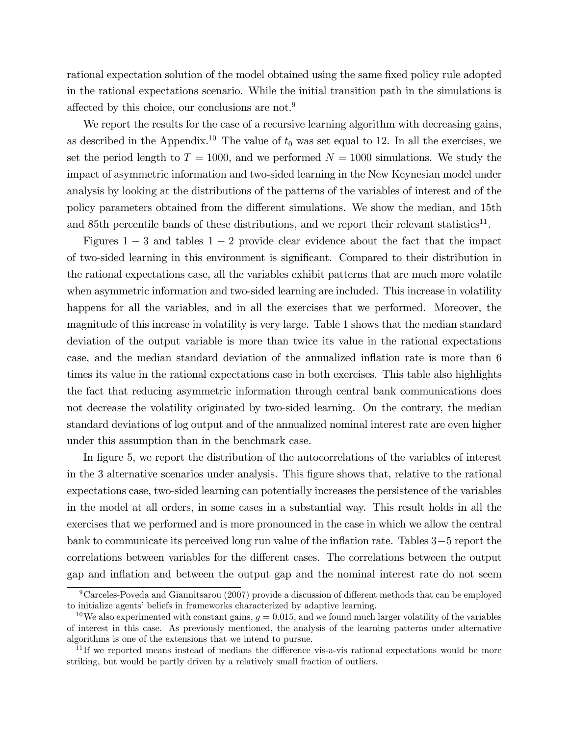rational expectation solution of the model obtained using the same fixed policy rule adopted in the rational expectations scenario. While the initial transition path in the simulations is affected by this choice, our conclusions are not.[9]

We report the results for the case of a recursive learning algorithm with decreasing gains, as described in the Appendix.[10] The value of $t_0$ was set equal to 12. In all the exercises, we set the period length to $T = 1000$, and we performed $N = 1000$ simulations. We study the impact of asymmetric information and two-sided learning in the New Keynesian model under analysis by looking at the distributions of the patterns of the variables of interest and of the policy parameters obtained from the different simulations. We show the median, and 15th and 85th percentile bands of these distributions, and we report their relevant statistics[11].

Figures $1-3$ and tables $1-2$ provide clear evidence about the fact that the impact of two-sided learning in this environment is significant. Compared to their distribution in the rational expectations case, all the variables exhibit patterns that are much more volatile when asymmetric information and two-sided learning are included. This increase in volatility happens for all the variables, and in all the exercises that we performed. Moreover, the magnitude of this increase in volatility is very large. Table 1 shows that the median standard deviation of the output variable is more than twice its value in the rational expectations case, and the median standard deviation of the annualized inflation rate is more than 6 times its value in the rational expectations case in both exercises. This table also highlights the fact that reducing asymmetric information through central bank communications does not decrease the volatility originated by two-sided learning. On the contrary, the median standard deviations of log output and of the annualized nominal interest rate are even higher under this assumption than in the benchmark case.

In figure 5, we report the distribution of the autocorrelations of the variables of interest in the 3 alternative scenarios under analysis. This figure shows that, relative to the rational expectations case, two-sided learning can potentially increases the persistence of the variables in the model at all orders, in some cases in a substantial way. This result holds in all the exercises that we performed and is more pronounced in the case in which we allow the central bank to communicate its perceived long run value of the inflation rate. Tables $3-5$ report the correlations between variables for the different cases. The correlations between the output gap and inflation and between the output gap and the nominal interest rate do not seem

[9] Carceles-Poveda and Giannitsarou (2007) provide a discussion of different methods that can be employed to initialize agents' beliefs in frameworks characterized by adaptive learning.

[10] We also experimented with constant gains, $g = 0.015$, and we found much larger volatility of the variables of interest in this case. As previously mentioned, the analysis of the learning patterns under alternative algorithms is one of the extensions that we intend to pursue.

[11] If we reported means instead of medians the difference vis-a-vis rational expectations would be more striking, but would be partly driven by a relatively small fraction of outliers.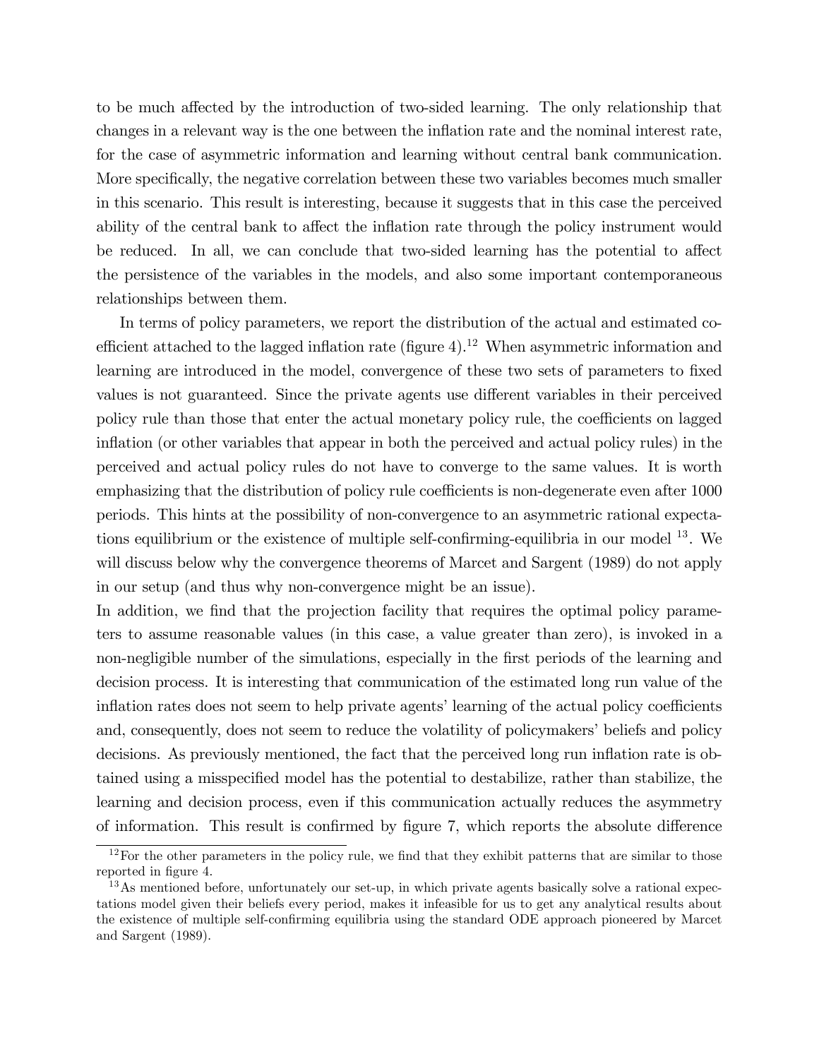to be much affected by the introduction of two-sided learning. The only relationship that changes in a relevant way is the one between the inflation rate and the nominal interest rate, for the case of asymmetric information and learning without central bank communication. More specifically, the negative correlation between these two variables becomes much smaller in this scenario. This result is interesting, because it suggests that in this case the perceived ability of the central bank to affect the inflation rate through the policy instrument would be reduced. In all, we can conclude that two-sided learning has the potential to affect the persistence of the variables in the models, and also some important contemporaneous relationships between them.

In terms of policy parameters, we report the distribution of the actual and estimated coefficient attached to the lagged inflation rate (figure 4).[12] When asymmetric information and learning are introduced in the model, convergence of these two sets of parameters to fixed values is not guaranteed. Since the private agents use different variables in their perceived policy rule than those that enter the actual monetary policy rule, the coefficients on lagged inflation (or other variables that appear in both the perceived and actual policy rules) in the perceived and actual policy rules do not have to converge to the same values. It is worth emphasizing that the distribution of policy rule coefficients is non-degenerate even after 1000 periods. This hints at the possibility of non-convergence to an asymmetric rational expectations equilibrium or the existence of multiple self-confirming-equilibria in our model [13]. We will discuss below why the convergence theorems of Marcet and Sargent (1989) do not apply in our setup (and thus why non-convergence might be an issue).

In addition, we find that the projection facility that requires the optimal policy parameters to assume reasonable values (in this case, a value greater than zero), is invoked in a non-negligible number of the simulations, especially in the first periods of the learning and decision process. It is interesting that communication of the estimated long run value of the inflation rates does not seem to help private agents' learning of the actual policy coefficients and, consequently, does not seem to reduce the volatility of policymakers' beliefs and policy decisions. As previously mentioned, the fact that the perceived long run inflation rate is obtained using a misspecified model has the potential to destabilize, rather than stabilize, the learning and decision process, even if this communication actually reduces the asymmetry of information. This result is confirmed by figure 7, which reports the absolute difference

[12] For the other parameters in the policy rule, we find that they exhibit patterns that are similar to those reported in figure 4.

[13] As mentioned before, unfortunately our set-up, in which private agents basically solve a rational expectations model given their beliefs every period, makes it infeasible for us to get any analytical results about the existence of multiple self-confirming equilibria using the standard ODE approach pioneered by Marcet and Sargent (1989).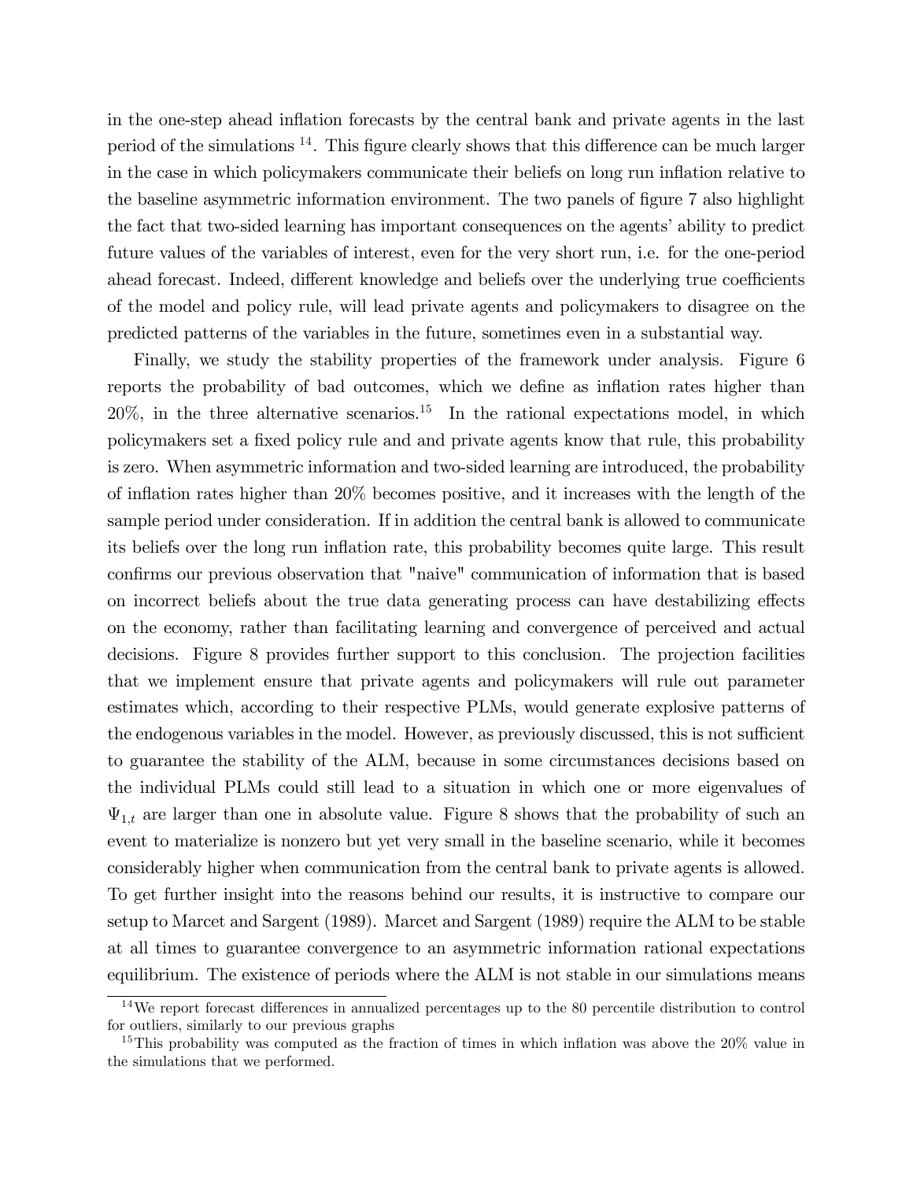in the one-step ahead inflation forecasts by the central bank and private agents in the last period of the simulations [14]. This figure clearly shows that this difference can be much larger in the case in which policymakers communicate their beliefs on long run inflation relative to the baseline asymmetric information environment. The two panels of figure 7 also highlight the fact that two-sided learning has important consequences on the agents' ability to predict future values of the variables of interest, even for the very short run, i.e. for the one-period ahead forecast. Indeed, different knowledge and beliefs over the underlying true coefficients of the model and policy rule, will lead private agents and policymakers to disagree on the predicted patterns of the variables in the future, sometimes even in a substantial way.

Finally, we study the stability properties of the framework under analysis. Figure 6 reports the probability of bad outcomes, which we define as inflation rates higher than 20%, in the three alternative scenarios.[15] In the rational expectations model, in which policymakers set a fixed policy rule and and private agents know that rule, this probability is zero. When asymmetric information and two-sided learning are introduced, the probability of inflation rates higher than 20% becomes positive, and it increases with the length of the sample period under consideration. If in addition the central bank is allowed to communicate its beliefs over the long run inflation rate, this probability becomes quite large. This result confirms our previous observation that "naive" communication of information that is based on incorrect beliefs about the true data generating process can have destabilizing effects on the economy, rather than facilitating learning and convergence of perceived and actual decisions. Figure 8 provides further support to this conclusion. The projection facilities that we implement ensure that private agents and policymakers will rule out parameter estimates which, according to their respective PLMs, would generate explosive patterns of the endogenous variables in the model. However, as previously discussed, this is not sufficient to guarantee the stability of the ALM, because in some circumstances decisions based on the individual PLMs could still lead to a situation in which one or more eigenvalues of $\Psi_{1,t}$ are larger than one in absolute value. Figure 8 shows that the probability of such an event to materialize is nonzero but yet very small in the baseline scenario, while it becomes considerably higher when communication from the central bank to private agents is allowed. To get further insight into the reasons behind our results, it is instructive to compare our setup to Marcet and Sargent (1989). Marcet and Sargent (1989) require the ALM to be stable at all times to guarantee convergence to an asymmetric information rational expectations equilibrium. The existence of periods where the ALM is not stable in our simulations means

[14] We report forecast differences in annualized percentages up to the 80 percentile distribution to control for outliers, similarly to our previous graphs

[15] This probability was computed as the fraction of times in which inflation was above the 20% value in the simulations that we performed.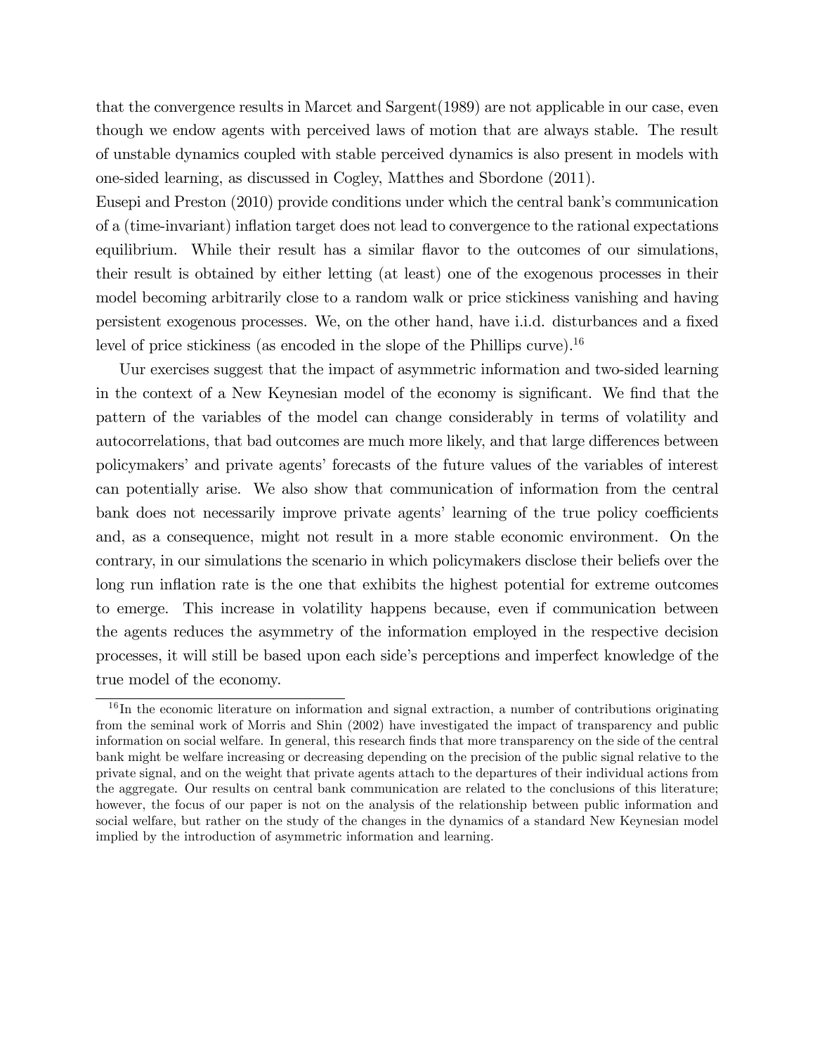that the convergence results in Marcet and Sargent(1989) are not applicable in our case, even though we endow agents with perceived laws of motion that are always stable. The result of unstable dynamics coupled with stable perceived dynamics is also present in models with one-sided learning, as discussed in Cogley, Matthes and Sbordone (2011).
Eusepi and Preston (2010) provide conditions under which the central bank's communication of a (time-invariant) inflation target does not lead to convergence to the rational expectations equilibrium. While their result has a similar flavor to the outcomes of our simulations, their result is obtained by either letting (at least) one of the exogenous processes in their model becoming arbitrarily close to a random walk or price stickiness vanishing and having persistent exogenous processes. We, on the other hand, have i.i.d. disturbances and a fixed level of price stickiness (as encoded in the slope of the Phillips curve).[16]

Uur exercises suggest that the impact of asymmetric information and two-sided learning in the context of a New Keynesian model of the economy is significant. We find that the pattern of the variables of the model can change considerably in terms of volatility and autocorrelations, that bad outcomes are much more likely, and that large differences between policymakers' and private agents' forecasts of the future values of the variables of interest can potentially arise. We also show that communication of information from the central bank does not necessarily improve private agents' learning of the true policy coefficients and, as a consequence, might not result in a more stable economic environment. On the contrary, in our simulations the scenario in which policymakers disclose their beliefs over the long run inflation rate is the one that exhibits the highest potential for extreme outcomes to emerge. This increase in volatility happens because, even if communication between the agents reduces the asymmetry of the information employed in the respective decision processes, it will still be based upon each side's perceptions and imperfect knowledge of the true model of the economy.

[16] In the economic literature on information and signal extraction, a number of contributions originating from the seminal work of Morris and Shin (2002) have investigated the impact of transparency and public information on social welfare. In general, this research finds that more transparency on the side of the central bank might be welfare increasing or decreasing depending on the precision of the public signal relative to the private signal, and on the weight that private agents attach to the departures of their individual actions from the aggregate. Our results on central bank communication are related to the conclusions of this literature; however, the focus of our paper is not on the analysis of the relationship between public information and social welfare, but rather on the study of the changes in the dynamics of a standard New Keynesian model implied by the introduction of asymmetric information and learning.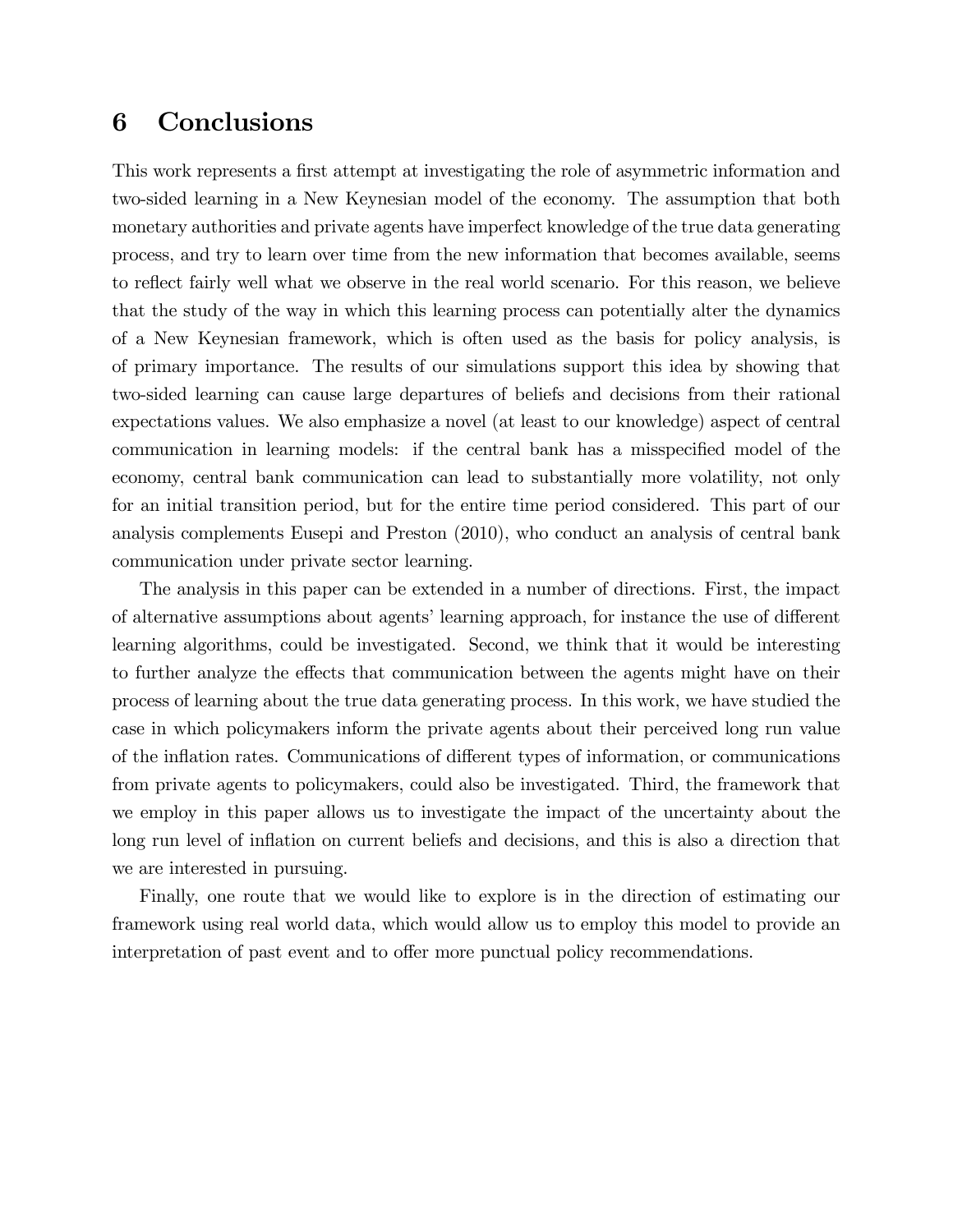# 6 Conclusions

This work represents a first attempt at investigating the role of asymmetric information and two-sided learning in a New Keynesian model of the economy. The assumption that both monetary authorities and private agents have imperfect knowledge of the true data generating process, and try to learn over time from the new information that becomes available, seems to reflect fairly well what we observe in the real world scenario. For this reason, we believe that the study of the way in which this learning process can potentially alter the dynamics of a New Keynesian framework, which is often used as the basis for policy analysis, is of primary importance. The results of our simulations support this idea by showing that two-sided learning can cause large departures of beliefs and decisions from their rational expectations values. We also emphasize a novel (at least to our knowledge) aspect of central communication in learning models: if the central bank has a misspecified model of the economy, central bank communication can lead to substantially more volatility, not only for an initial transition period, but for the entire time period considered. This part of our analysis complements Eusepi and Preston (2010), who conduct an analysis of central bank communication under private sector learning.

The analysis in this paper can be extended in a number of directions. First, the impact of alternative assumptions about agents' learning approach, for instance the use of different learning algorithms, could be investigated. Second, we think that it would be interesting to further analyze the effects that communication between the agents might have on their process of learning about the true data generating process. In this work, we have studied the case in which policymakers inform the private agents about their perceived long run value of the inflation rates. Communications of different types of information, or communications from private agents to policymakers, could also be investigated. Third, the framework that we employ in this paper allows us to investigate the impact of the uncertainty about the long run level of inflation on current beliefs and decisions, and this is also a direction that we are interested in pursuing.

Finally, one route that we would like to explore is in the direction of estimating our framework using real world data, which would allow us to employ this model to provide an interpretation of past event and to offer more punctual policy recommendations.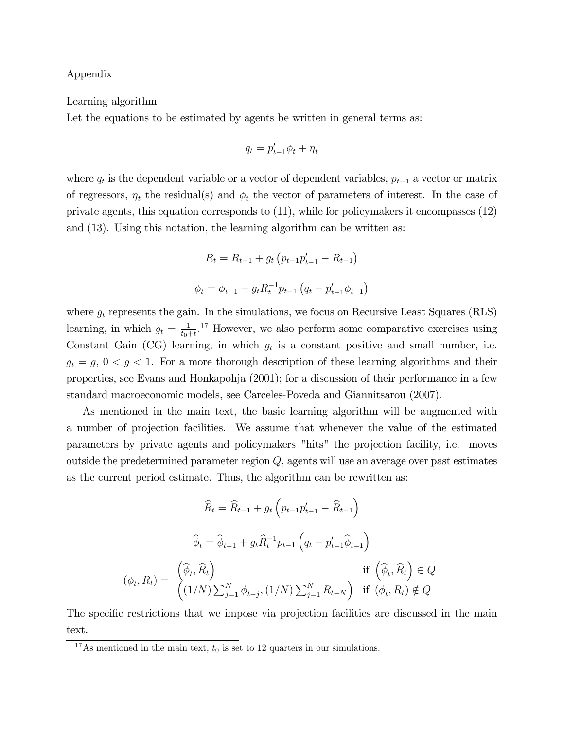Appendix

Learning algorithm

Let the equations to be estimated by agents be written in general terms as:

$$q_t = p_{t-1}' \phi_t + \eta_t$$

where $q_t$ is the dependent variable or a vector of dependent variables, $p_{t-1}$ a vector or matrix of regressors, $\eta_t$ the residual(s) and $\phi_t$ the vector of parameters of interest. In the case of private agents, this equation corresponds to (11), while for policymakers it encompasses (12) and (13). Using this notation, the learning algorithm can be written as:

$$R_t = R_{t-1} + g_t \left( p_{t-1} p_{t-1}' - R_{t-1} \right)$$

$$\phi_t = \phi_{t-1} + g_t R_t^{-1} p_{t-1} \left( q_t - p_{t-1}' \phi_{t-1} \right)$$

where $g_t$ represents the gain. In the simulations, we focus on Recursive Least Squares (RLS) learning, in which $g_t = \frac{1}{t_0 + t}$.[17] However, we also perform some comparative exercises using Constant Gain (CG) learning, in which $g_t$ is a constant positive and small number, i.e. $g_t = g$, $0 < g < 1$. For a more thorough description of these learning algorithms and their properties, see Evans and Honkapohja (2001); for a discussion of their performance in a few standard macroeconomic models, see Carceles-Poveda and Giannitsarou (2007).

As mentioned in the main text, the basic learning algorithm will be augmented with a number of projection facilities. We assume that whenever the value of the estimated parameters by private agents and policymakers "hits" the projection facility, i.e. moves outside the predetermined parameter region $Q$, agents will use an average over past estimates as the current period estimate. Thus, the algorithm can be rewritten as:

$$\widehat{R}_t = \widehat{R}_{t-1} + g_t \left( p_{t-1} p_{t-1}' - \widehat{R}_{t-1} \right)$$

$$\widehat{\phi}_t = \widehat{\phi}_{t-1} + g_t \widehat{R}_t^{-1} p_{t-1} \left( q_t - p_{t-1}' \widehat{\phi}_{t-1} \right)$$

$$(\phi_t, R_t) = \begin{cases} \left( \widehat{\phi}_t, \widehat{R}_t \right) & \text{if } \left( \widehat{\phi}_t, \widehat{R}_t \right) \in Q \\ \left( (1/N) \sum_{j=1}^{N} \phi_{t-j}, (1/N) \sum_{j=1}^{N} R_{t-N} \right) & \text{if } (\phi_t, R_t) \notin Q \end{cases}$$

The specific restrictions that we impose via projection facilities are discussed in the main text.

[17] As mentioned in the main text, $t_0$ is set to 12 quarters in our simulations.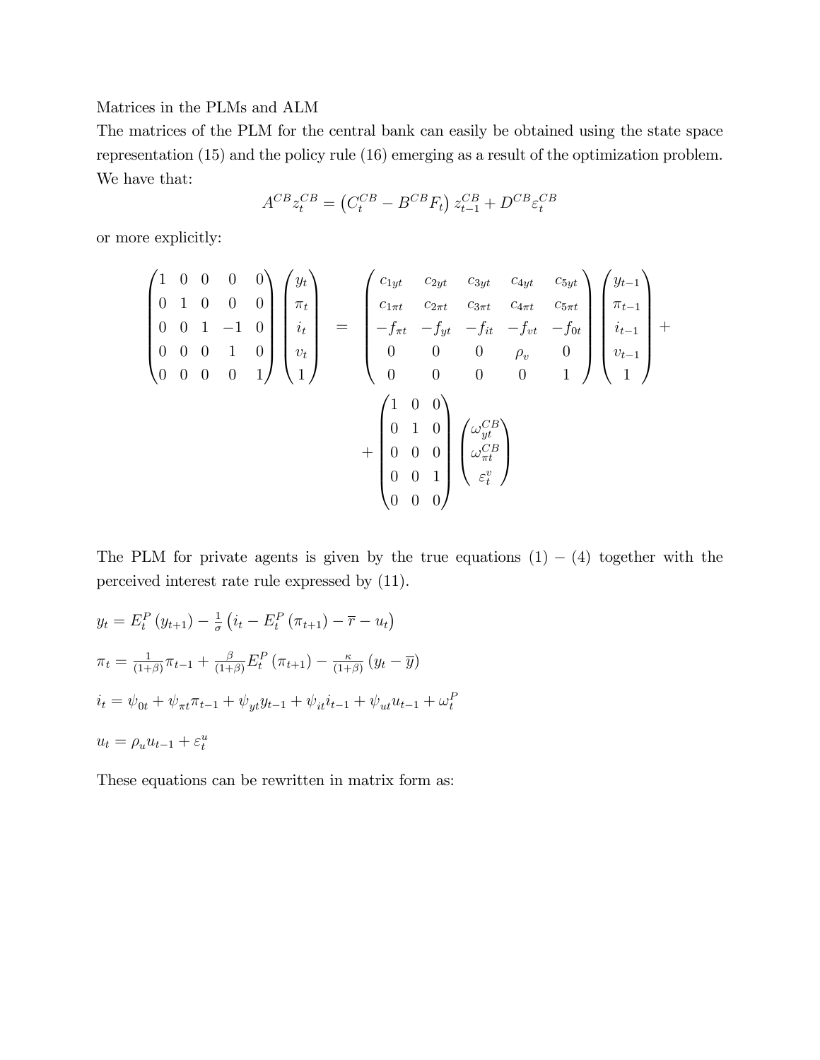Matrices in the PLMs and ALM

The matrices of the PLM for the central bank can easily be obtained using the state space representation (15) and the policy rule (16) emerging as a result of the optimization problem. We have that:

$$A^{CB} z_t^{CB} = \left(C_t^{CB} - B^{CB} F_t\right) z_{t-1}^{CB} + D^{CB} \varepsilon_t^{CB}$$

or more explicitly:

$$\begin{pmatrix} 1 & 0 & 0 & 0 & 0 \\ 0 & 1 & 0 & 0 & 0 \\ 0 & 0 & 1 & -1 & 0 \\ 0 & 0 & 0 & 1 & 0 \\ 0 & 0 & 0 & 0 & 1 \end{pmatrix} \begin{pmatrix} y_t \\ \pi_t \\ i_t \\ v_t \\ 1 \end{pmatrix} = \begin{pmatrix} c_{1yt} & c_{2yt} & c_{3yt} & c_{4yt} & c_{5yt} \\ c_{1\pi t} & c_{2\pi t} & c_{3\pi t} & c_{4\pi t} & c_{5\pi t} \\ -f_{\pi t} & -f_{yt} & -f_{it} & -f_{vt} & -f_{0t} \\ 0 & 0 & 0 & \rho_v & 0 \\ 0 & 0 & 0 & 0 & 1 \end{pmatrix} \begin{pmatrix} y_{t-1} \\ \pi_{t-1} \\ i_{t-1} \\ v_{t-1} \\ 1 \end{pmatrix} + \begin{pmatrix} 1 & 0 & 0 \\ 0 & 1 & 0 \\ 0 & 0 & 0 \\ 0 & 0 & 1 \\ 0 & 0 & 0 \end{pmatrix} \begin{pmatrix} \omega_{yt}^{CB} \\ \omega_{\pi t}^{CB} \\ \varepsilon_t^{v} \end{pmatrix}$$

The PLM for private agents is given by the true equations (1) $-$ (4) together with the perceived interest rate rule expressed by (11).

$$y_t = E_t^P\left(y_{t+1}\right) - \frac{1}{\sigma}\left(i_t - E_t^P\left(\pi_{t+1}\right) - \overline{r} - u_t\right)$$

$$\pi_t = \frac{1}{(1+\beta)}\pi_{t-1} + \frac{\beta}{(1+\beta)}E_t^P\left(\pi_{t+1}\right) - \frac{\kappa}{(1+\beta)}\left(y_t - \overline{y}\right)$$

$$i_t = \psi_{0t} + \psi_{\pi t}\pi_{t-1} + \psi_{yt}y_{t-1} + \psi_{it}i_{t-1} + \psi_{ut}u_{t-1} + \omega_t^P$$

$$u_t = \rho_u u_{t-1} + \varepsilon_t^u$$

These equations can be rewritten in matrix form as: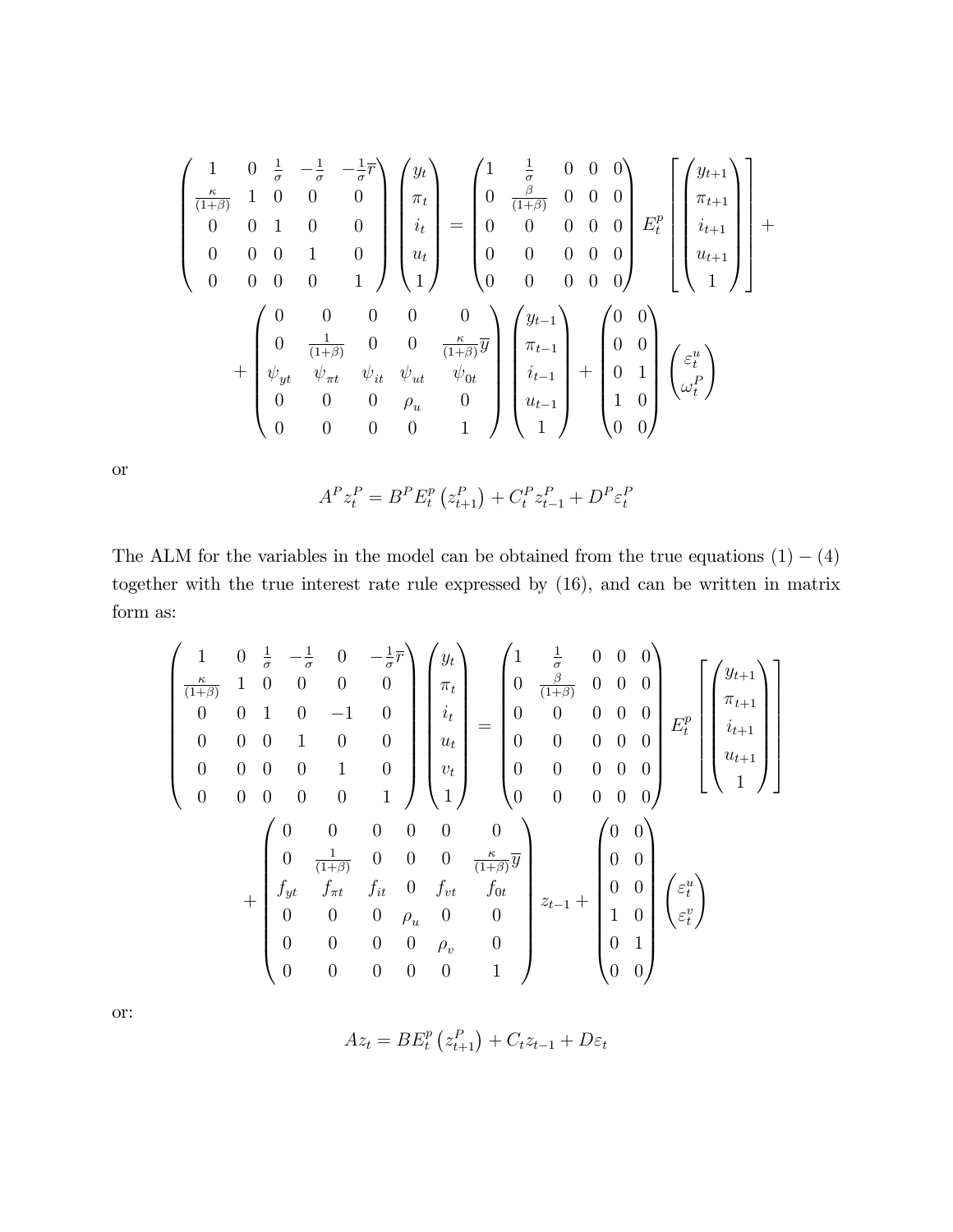$$
\begin{pmatrix}
1 & 0 & \frac{1}{\sigma} & -\frac{1}{\sigma} & -\frac{1}{\sigma}\overline{r} \\
\frac{\kappa}{(1+\beta)} & 1 & 0 & 0 & 0 \\
0 & 0 & 1 & 0 & 0 \\
0 & 0 & 0 & 1 & 0 \\
0 & 0 & 0 & 0 & 1
\end{pmatrix}
\begin{pmatrix} y_t \\ \pi_t \\ i_t \\ u_t \\ 1 \end{pmatrix}
=
\begin{pmatrix}
1 & \frac{1}{\sigma} & 0 & 0 & 0 \\
0 & \frac{\beta}{(1+\beta)} & 0 & 0 & 0 \\
0 & 0 & 0 & 0 & 0 \\
0 & 0 & 0 & 0 & 0 \\
0 & 0 & 0 & 0 & 0
\end{pmatrix}
E_t^p \left[ \begin{pmatrix} y_{t+1} \\ \pi_{t+1} \\ i_{t+1} \\ u_{t+1} \\ 1 \end{pmatrix} \right] +
$$

$$
+ \begin{pmatrix}
0 & 0 & 0 & 0 & 0 \\
0 & \frac{1}{(1+\beta)} & 0 & 0 & \frac{\kappa}{(1+\beta)}\overline{y} \\
\psi_{yt} & \psi_{\pi t} & \psi_{it} & \psi_{ut} & \psi_{0t} \\
0 & 0 & 0 & \rho_u & 0 \\
0 & 0 & 0 & 0 & 1
\end{pmatrix}
\begin{pmatrix} y_{t-1} \\ \pi_{t-1} \\ i_{t-1} \\ u_{t-1} \\ 1 \end{pmatrix}
+
\begin{pmatrix}
0 & 0 \\
0 & 0 \\
0 & 1 \\
1 & 0 \\
0 & 0
\end{pmatrix}
\begin{pmatrix} \varepsilon_t^u \\ \omega_t^P \end{pmatrix}
$$

or

$$
A^P z_t^P = B^P E_t^p \left( z_{t+1}^P \right) + C_t^P z_{t-1}^P + D^P \varepsilon_t^P
$$

The ALM for the variables in the model can be obtained from the true equations $(1)-(4)$ together with the true interest rate rule expressed by (16), and can be written in matrix form as:

$$
\begin{pmatrix}
1 & 0 & \frac{1}{\sigma} & -\frac{1}{\sigma} & 0 & -\frac{1}{\sigma}\overline{r} \\
\frac{\kappa}{(1+\beta)} & 1 & 0 & 0 & 0 & 0 \\
0 & 0 & 1 & 0 & -1 & 0 \\
0 & 0 & 0 & 1 & 0 & 0 \\
0 & 0 & 0 & 0 & 1 & 0 \\
0 & 0 & 0 & 0 & 0 & 1
\end{pmatrix}
\begin{pmatrix} y_t \\ \pi_t \\ i_t \\ u_t \\ v_t \\ 1 \end{pmatrix}
=
\begin{pmatrix}
1 & \frac{1}{\sigma} & 0 & 0 & 0 \\
0 & \frac{\beta}{(1+\beta)} & 0 & 0 & 0 \\
0 & 0 & 0 & 0 & 0 \\
0 & 0 & 0 & 0 & 0 \\
0 & 0 & 0 & 0 & 0 \\
0 & 0 & 0 & 0 & 0
\end{pmatrix}
E_t^p \left[ \begin{pmatrix} y_{t+1} \\ \pi_{t+1} \\ i_{t+1} \\ u_{t+1} \\ 1 \end{pmatrix} \right]
$$

$$
+ \begin{pmatrix}
0 & 0 & 0 & 0 & 0 & 0 \\
0 & \frac{1}{(1+\beta)} & 0 & 0 & 0 & \frac{\kappa}{(1+\beta)}\overline{y} \\
f_{yt} & f_{\pi t} & f_{it} & 0 & f_{vt} & f_{0t} \\
0 & 0 & 0 & \rho_u & 0 & 0 \\
0 & 0 & 0 & 0 & \rho_v & 0 \\
0 & 0 & 0 & 0 & 0 & 1
\end{pmatrix}
z_{t-1}
+
\begin{pmatrix}
0 & 0 \\
0 & 0 \\
0 & 0 \\
1 & 0 \\
0 & 1 \\
0 & 0
\end{pmatrix}
\begin{pmatrix} \varepsilon_t^u \\ \varepsilon_t^v \end{pmatrix}
$$

or:

$$
A z_t = B E_t^p \left( z_{t+1}^P \right) + C_t z_{t-1} + D \varepsilon_t
$$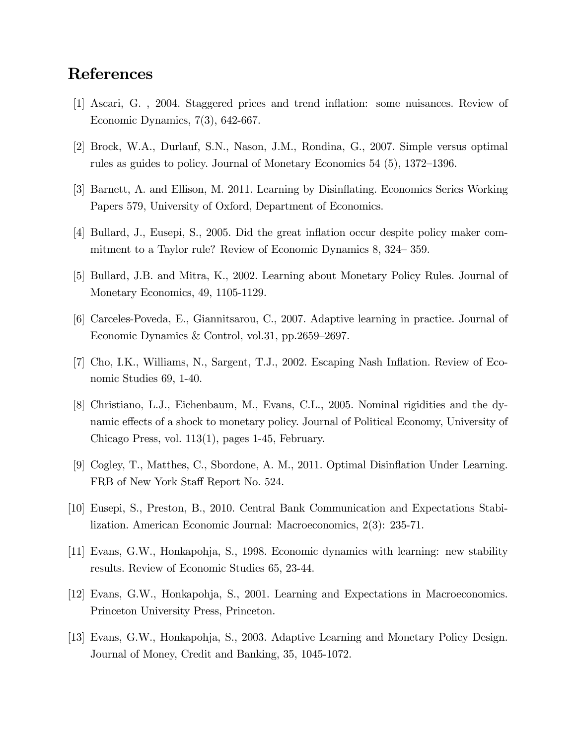# References

[1] Ascari, G. , 2004. Staggered prices and trend inflation: some nuisances. Review of Economic Dynamics, 7(3), 642-667.

[2] Brock, W.A., Durlauf, S.N., Nason, J.M., Rondina, G., 2007. Simple versus optimal rules as guides to policy. Journal of Monetary Economics 54 (5), 1372–1396.

[3] Barnett, A. and Ellison, M. 2011. Learning by Disinflating. Economics Series Working Papers 579, University of Oxford, Department of Economics.

[4] Bullard, J., Eusepi, S., 2005. Did the great inflation occur despite policy maker commitment to a Taylor rule? Review of Economic Dynamics 8, 324– 359.

[5] Bullard, J.B. and Mitra, K., 2002. Learning about Monetary Policy Rules. Journal of Monetary Economics, 49, 1105-1129.

[6] Carceles-Poveda, E., Giannitsarou, C., 2007. Adaptive learning in practice. Journal of Economic Dynamics & Control, vol.31, pp.2659–2697.

[7] Cho, I.K., Williams, N., Sargent, T.J., 2002. Escaping Nash Inflation. Review of Economic Studies 69, 1-40.

[8] Christiano, L.J., Eichenbaum, M., Evans, C.L., 2005. Nominal rigidities and the dynamic effects of a shock to monetary policy. Journal of Political Economy, University of Chicago Press, vol. 113(1), pages 1-45, February.

[9] Cogley, T., Matthes, C., Sbordone, A. M., 2011. Optimal Disinflation Under Learning. FRB of New York Staff Report No. 524.

[10] Eusepi, S., Preston, B., 2010. Central Bank Communication and Expectations Stabilization. American Economic Journal: Macroeconomics, 2(3): 235-71.

[11] Evans, G.W., Honkapohja, S., 1998. Economic dynamics with learning: new stability results. Review of Economic Studies 65, 23-44.

[12] Evans, G.W., Honkapohja, S., 2001. Learning and Expectations in Macroeconomics. Princeton University Press, Princeton.

[13] Evans, G.W., Honkapohja, S., 2003. Adaptive Learning and Monetary Policy Design. Journal of Money, Credit and Banking, 35, 1045-1072.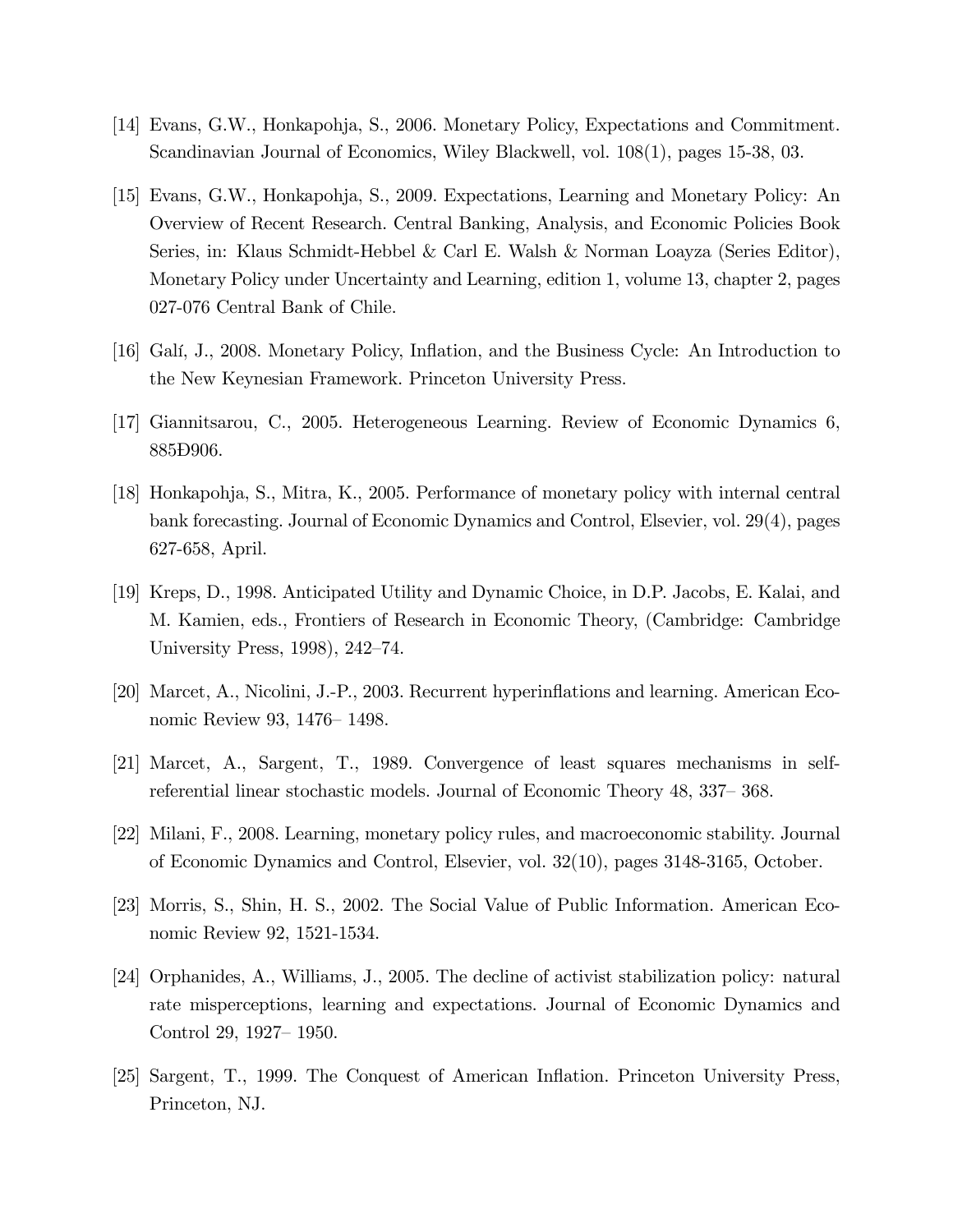[14] Evans, G.W., Honkapohja, S., 2006. Monetary Policy, Expectations and Commitment. Scandinavian Journal of Economics, Wiley Blackwell, vol. 108(1), pages 15-38, 03.

[15] Evans, G.W., Honkapohja, S., 2009. Expectations, Learning and Monetary Policy: An Overview of Recent Research. Central Banking, Analysis, and Economic Policies Book Series, in: Klaus Schmidt-Hebbel & Carl E. Walsh & Norman Loayza (Series Editor), Monetary Policy under Uncertainty and Learning, edition 1, volume 13, chapter 2, pages 027-076 Central Bank of Chile.

[16] Galí, J., 2008. Monetary Policy, Inflation, and the Business Cycle: An Introduction to the New Keynesian Framework. Princeton University Press.

[17] Giannitsarou, C., 2005. Heterogeneous Learning. Review of Economic Dynamics 6, 885Ð906.

[18] Honkapohja, S., Mitra, K., 2005. Performance of monetary policy with internal central bank forecasting. Journal of Economic Dynamics and Control, Elsevier, vol. 29(4), pages 627-658, April.

[19] Kreps, D., 1998. Anticipated Utility and Dynamic Choice, in D.P. Jacobs, E. Kalai, and M. Kamien, eds., Frontiers of Research in Economic Theory, (Cambridge: Cambridge University Press, 1998), 242–74.

[20] Marcet, A., Nicolini, J.-P., 2003. Recurrent hyperinflations and learning. American Economic Review 93, 1476– 1498.

[21] Marcet, A., Sargent, T., 1989. Convergence of least squares mechanisms in self-referential linear stochastic models. Journal of Economic Theory 48, 337– 368.

[22] Milani, F., 2008. Learning, monetary policy rules, and macroeconomic stability. Journal of Economic Dynamics and Control, Elsevier, vol. 32(10), pages 3148-3165, October.

[23] Morris, S., Shin, H. S., 2002. The Social Value of Public Information. American Economic Review 92, 1521-1534.

[24] Orphanides, A., Williams, J., 2005. The decline of activist stabilization policy: natural rate misperceptions, learning and expectations. Journal of Economic Dynamics and Control 29, 1927– 1950.

[25] Sargent, T., 1999. The Conquest of American Inflation. Princeton University Press, Princeton, NJ.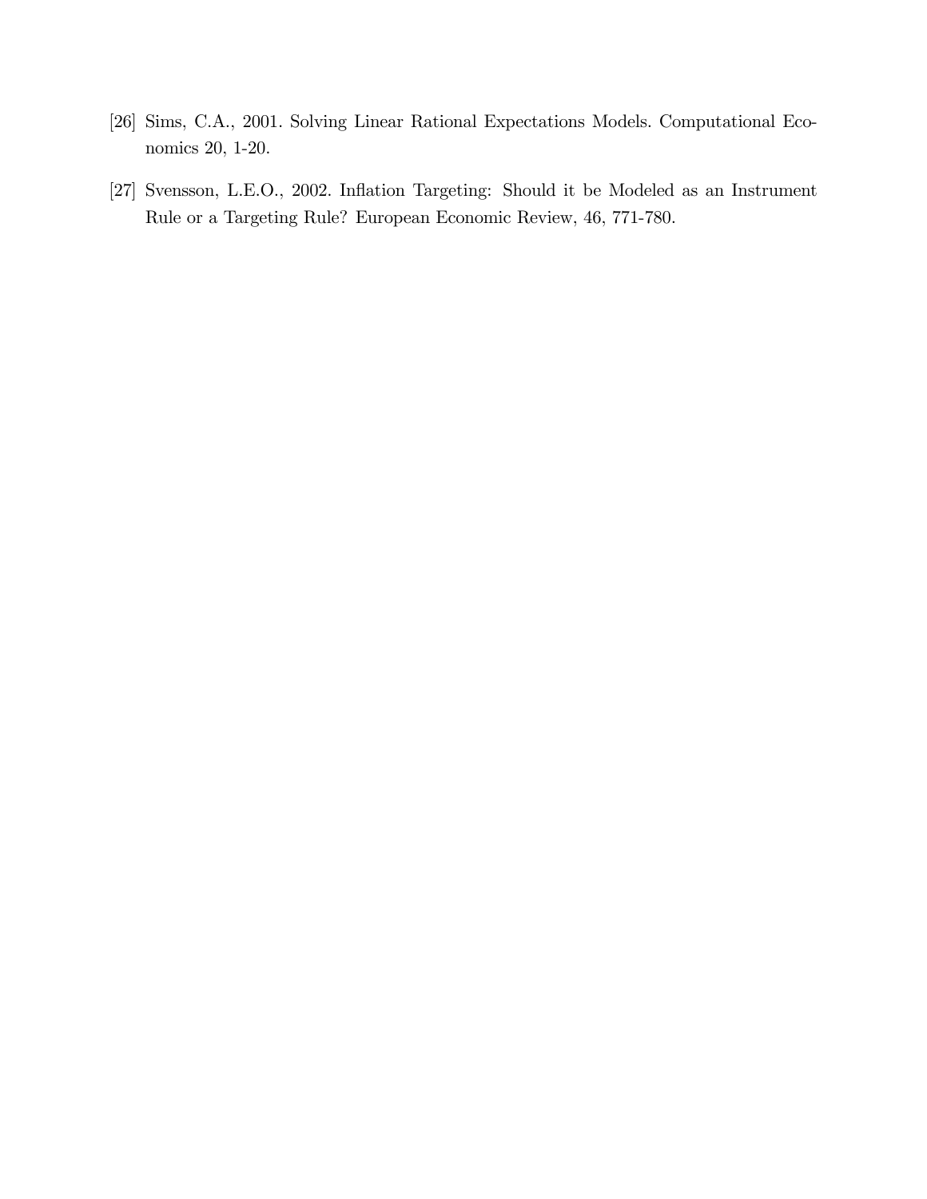[26] Sims, C.A., 2001. Solving Linear Rational Expectations Models. Computational Economics 20, 1-20.

[27] Svensson, L.E.O., 2002. Inflation Targeting: Should it be Modeled as an Instrument Rule or a Targeting Rule? European Economic Review, 46, 771-780.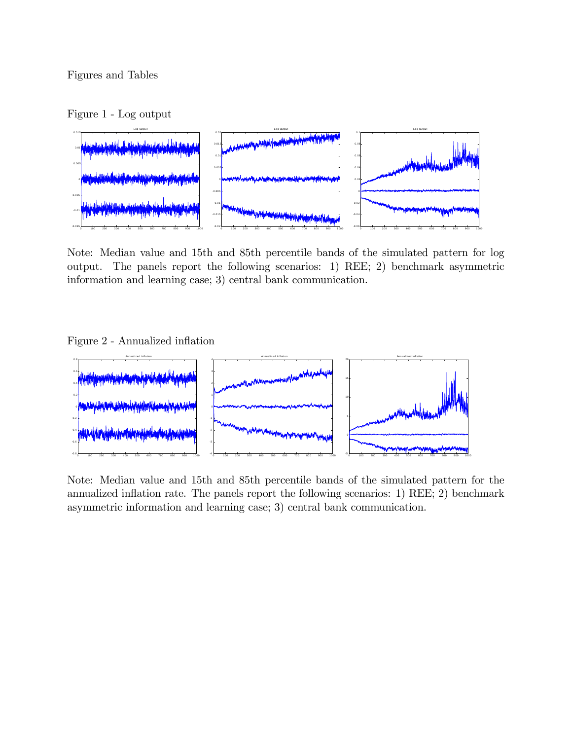Figures and Tables

Figure 1 - Log output

Note: Median value and 15th and 85th percentile bands of the simulated pattern for log output. The panels report the following scenarios: 1) REE; 2) benchmark asymmetric information and learning case; 3) central bank communication.

Figure 2 - Annualized inflation

Note: Median value and 15th and 85th percentile bands of the simulated pattern for the annualized inflation rate. The panels report the following scenarios: 1) REE; 2) benchmark asymmetric information and learning case; 3) central bank communication.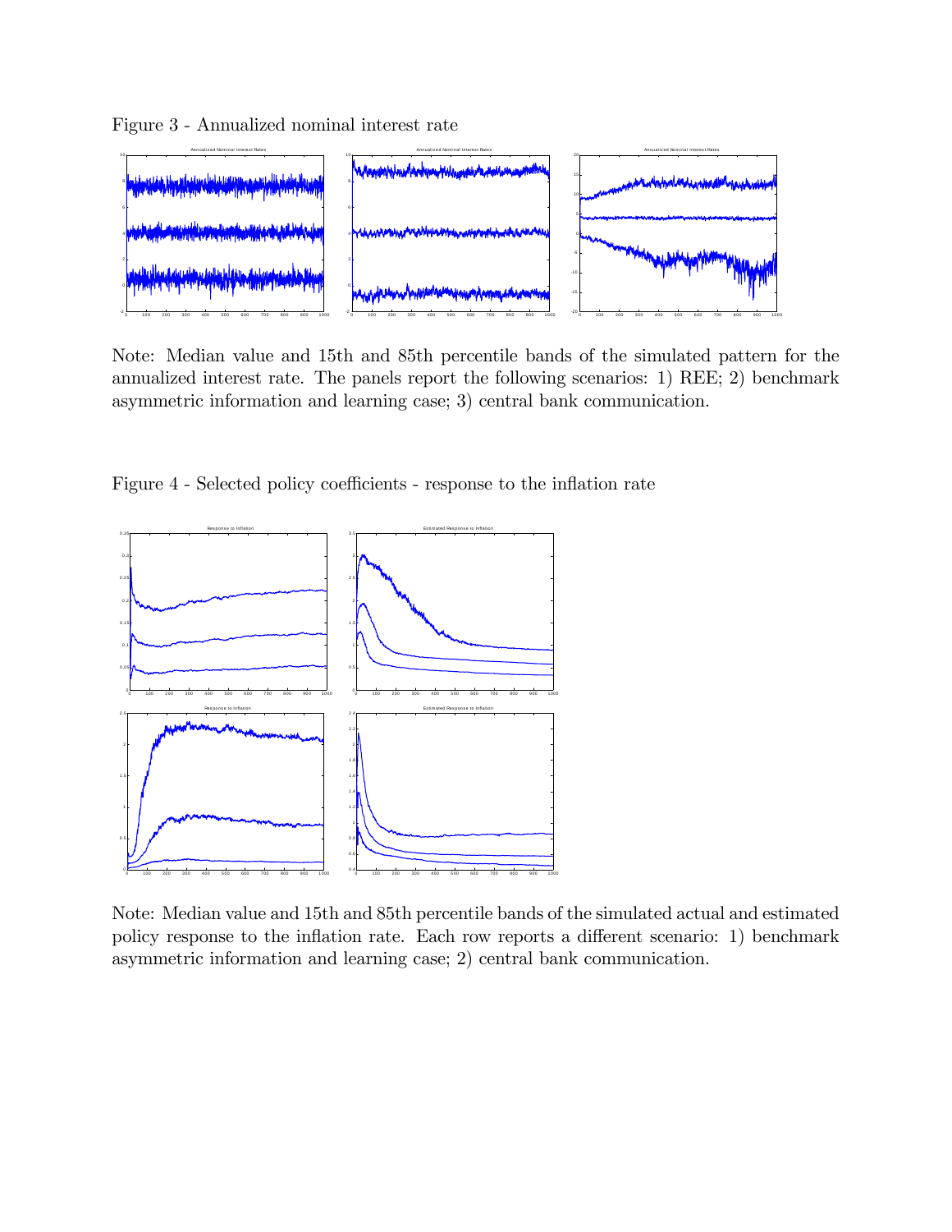Figure 3 - Annualized nominal interest rate

Note: Median value and 15th and 85th percentile bands of the simulated pattern for the annualized interest rate. The panels report the following scenarios: 1) REE; 2) benchmark asymmetric information and learning case; 3) central bank communication.

Figure 4 - Selected policy coefficients - response to the inflation rate

Note: Median value and 15th and 85th percentile bands of the simulated actual and estimated policy response to the inflation rate. Each row reports a different scenario: 1) benchmark asymmetric information and learning case; 2) central bank communication.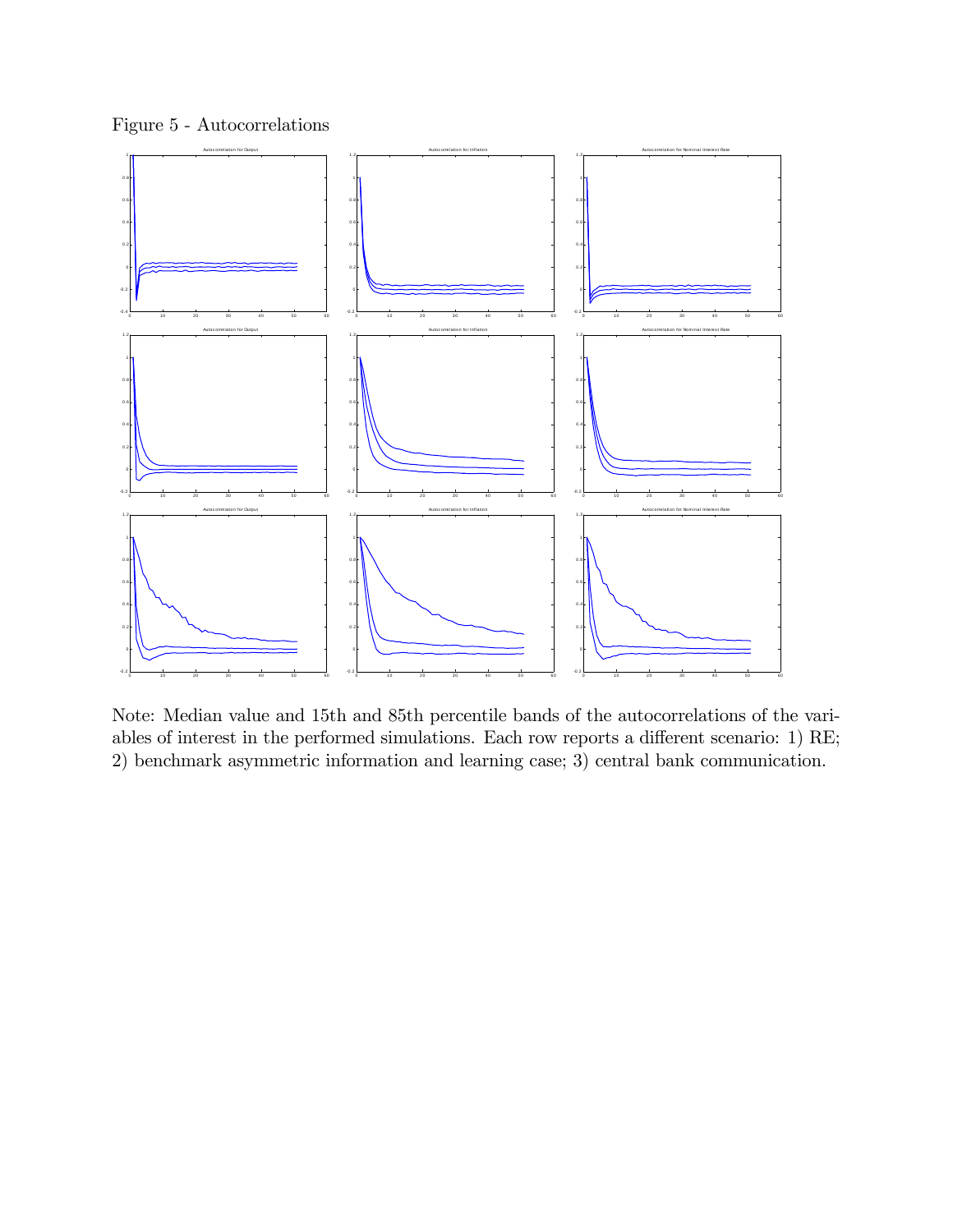Figure 5 - Autocorrelations

Note: Median value and 15th and 85th percentile bands of the autocorrelations of the variables of interest in the performed simulations. Each row reports a different scenario: 1) RE; 2) benchmark asymmetric information and learning case; 3) central bank communication.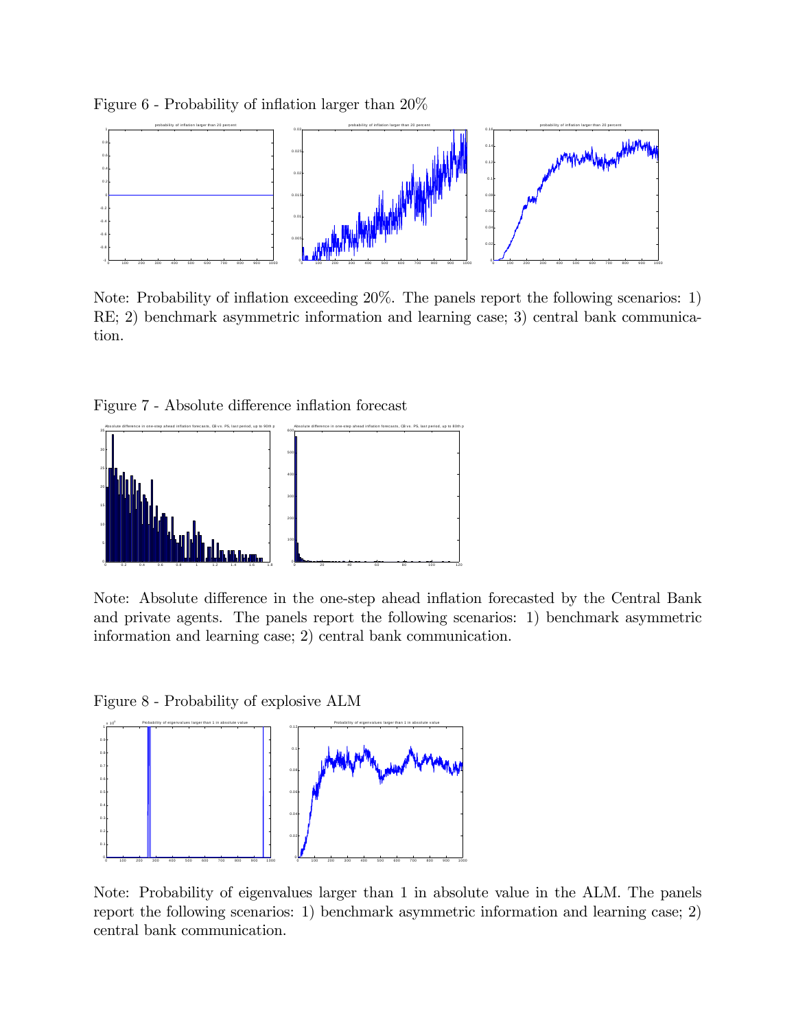Figure 6 - Probability of inflation larger than 20%

Note: Probability of inflation exceeding 20%. The panels report the following scenarios: 1) RE; 2) benchmark asymmetric information and learning case; 3) central bank communication.

Figure 7 - Absolute difference inflation forecast

Note: Absolute difference in the one-step ahead inflation forecasted by the Central Bank and private agents. The panels report the following scenarios: 1) benchmark asymmetric information and learning case; 2) central bank communication.

Figure 8 - Probability of explosive ALM

Note: Probability of eigenvalues larger than 1 in absolute value in the ALM. The panels report the following scenarios: 1) benchmark asymmetric information and learning case; 2) central bank communication.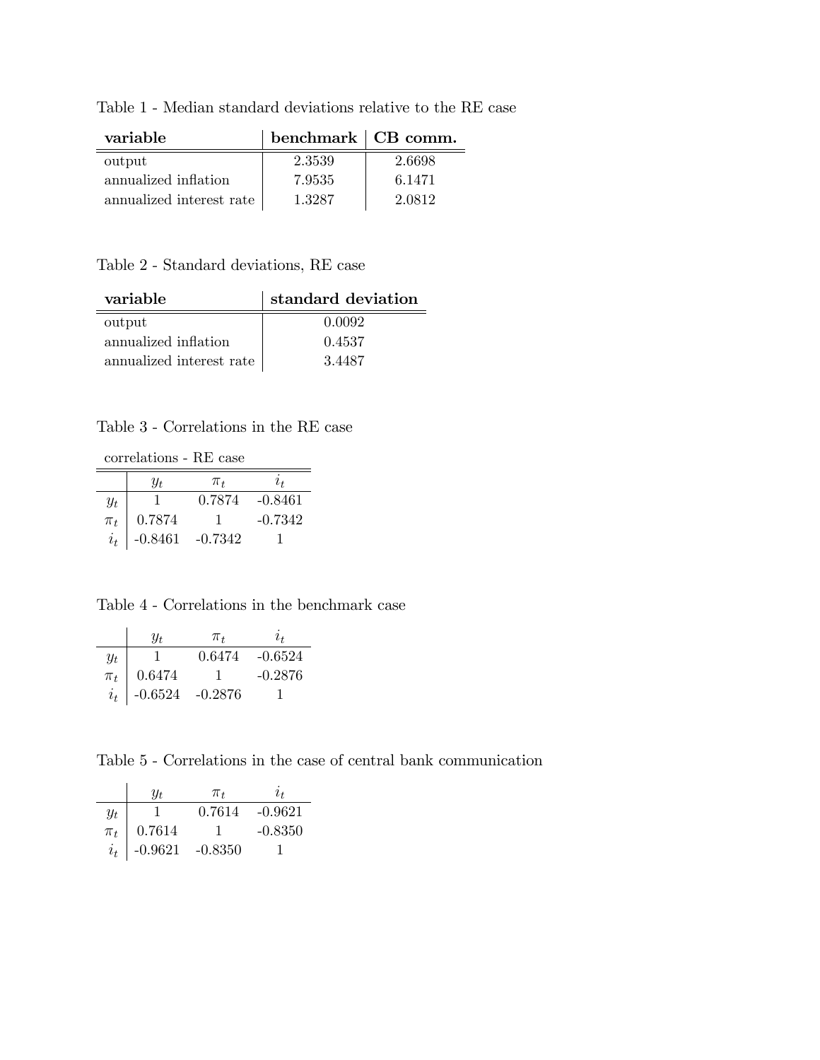Table 1 - Median standard deviations relative to the RE case

| **variable** | **benchmark** | **CB comm.** |
|---|---|---|
| output | 2.3539 | 2.6698 |
| annualized inflation | 7.9535 | 6.1471 |
| annualized interest rate | 1.3287 | 2.0812 |

Table 2 - Standard deviations, RE case

| **variable** | **standard deviation** |
|---|---|
| output | 0.0092 |
| annualized inflation | 0.4537 |
| annualized interest rate | 3.4487 |

Table 3 - Correlations in the RE case

correlations - RE case

| | $y_t$ | $\pi_t$ | $i_t$ |
|---|---|---|---|
| $y_t$ | 1 | 0.7874 | -0.8461 |
| $\pi_t$ | 0.7874 | 1 | -0.7342 |
| $i_t$ | -0.8461 | -0.7342 | 1 |

Table 4 - Correlations in the benchmark case

| | $y_t$ | $\pi_t$ | $i_t$ |
|---|---|---|---|
| $y_t$ | 1 | 0.6474 | -0.6524 |
| $\pi_t$ | 0.6474 | 1 | -0.2876 |
| $i_t$ | -0.6524 | -0.2876 | 1 |

Table 5 - Correlations in the case of central bank communication

| | $y_t$ | $\pi_t$ | $i_t$ |
|---|---|---|---|
| $y_t$ | 1 | 0.7614 | -0.9621 |
| $\pi_t$ | 0.7614 | 1 | -0.8350 |
| $i_t$ | -0.9621 | -0.8350 | 1 |